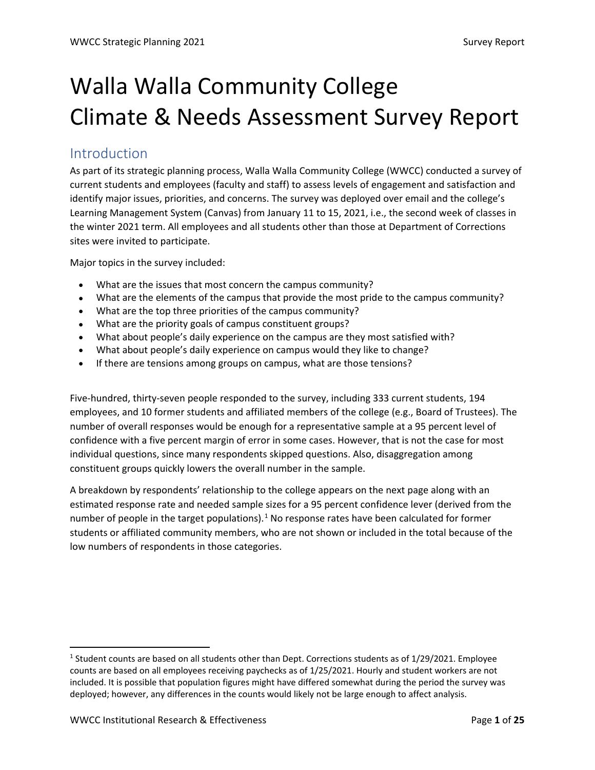# Walla Walla Community College
# Climate & Needs Assessment Survey Report

## Introduction

As part of its strategic planning process, Walla Walla Community College (WWCC) conducted a survey of current students and employees (faculty and staff) to assess levels of engagement and satisfaction and identify major issues, priorities, and concerns. The survey was deployed over email and the college's Learning Management System (Canvas) from January 11 to 15, 2021, i.e., the second week of classes in the winter 2021 term. All employees and all students other than those at Department of Corrections sites were invited to participate.

Major topics in the survey included:

- What are the issues that most concern the campus community?
- What are the elements of the campus that provide the most pride to the campus community?
- What are the top three priorities of the campus community?
- What are the priority goals of campus constituent groups?
- What about people's daily experience on the campus are they most satisfied with?
- What about people's daily experience on campus would they like to change?
- If there are tensions among groups on campus, what are those tensions?

Five-hundred, thirty-seven people responded to the survey, including 333 current students, 194 employees, and 10 former students and affiliated members of the college (e.g., Board of Trustees). The number of overall responses would be enough for a representative sample at a 95 percent level of confidence with a five percent margin of error in some cases. However, that is not the case for most individual questions, since many respondents skipped questions. Also, disaggregation among constituent groups quickly lowers the overall number in the sample.

A breakdown by respondents' relationship to the college appears on the next page along with an estimated response rate and needed sample sizes for a 95 percent confidence lever (derived from the number of people in the target populations).[1] No response rates have been calculated for former students or affiliated community members, who are not shown or included in the total because of the low numbers of respondents in those categories.

---

[1] Student counts are based on all students other than Dept. Corrections students as of 1/29/2021. Employee counts are based on all employees receiving paychecks as of 1/25/2021. Hourly and student workers are not included. It is possible that population figures might have differed somewhat during the period the survey was deployed; however, any differences in the counts would likely not be large enough to affect analysis.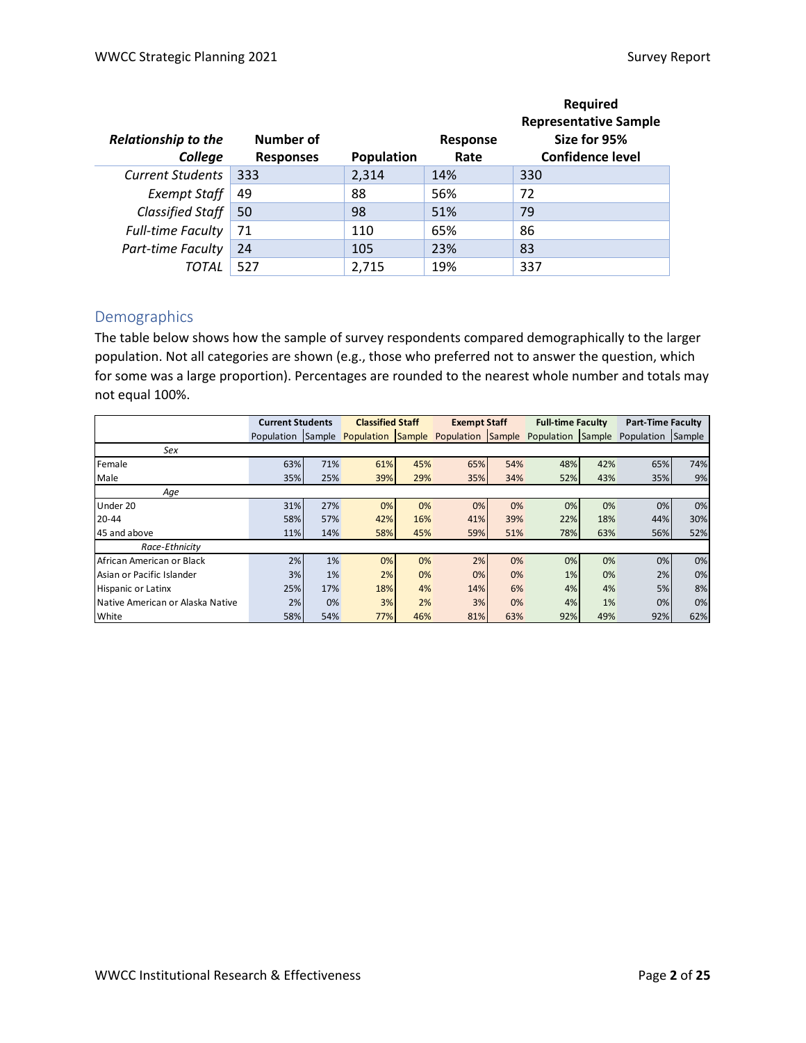| *Relationship to the College* | Number of Responses | Population | Response Rate | Required Representative Sample Size for 95% Confidence level |
|---|---|---|---|---|
| *Current Students* | 333 | 2,314 | 14% | 330 |
| *Exempt Staff* | 49 | 88 | 56% | 72 |
| *Classified Staff* | 50 | 98 | 51% | 79 |
| *Full-time Faculty* | 71 | 110 | 65% | 86 |
| *Part-time Faculty* | 24 | 105 | 23% | 83 |
| *TOTAL* | 527 | 2,715 | 19% | 337 |

## Demographics

The table below shows how the sample of survey respondents compared demographically to the larger population. Not all categories are shown (e.g., those who preferred not to answer the question, which for some was a large proportion). Percentages are rounded to the nearest whole number and totals may not equal 100%.

| | Current Students | | Classified Staff | | Exempt Staff | | Full-time Faculty | | Part-Time Faculty | |
|---|---|---|---|---|---|---|---|---|---|---|
| | Population | Sample | Population | Sample | Population | Sample | Population | Sample | Population | Sample |
| *Sex* | | | | | | | | | | |
| Female | 63% | 71% | 61% | 45% | 65% | 54% | 48% | 42% | 65% | 74% |
| Male | 35% | 25% | 39% | 29% | 35% | 34% | 52% | 43% | 35% | 9% |
| *Age* | | | | | | | | | | |
| Under 20 | 31% | 27% | 0% | 0% | 0% | 0% | 0% | 0% | 0% | 0% |
| 20-44 | 58% | 57% | 42% | 16% | 41% | 39% | 22% | 18% | 44% | 30% |
| 45 and above | 11% | 14% | 58% | 45% | 59% | 51% | 78% | 63% | 56% | 52% |
| *Race-Ethnicity* | | | | | | | | | | |
| African American or Black | 2% | 1% | 0% | 0% | 2% | 0% | 0% | 0% | 0% | 0% |
| Asian or Pacific Islander | 3% | 1% | 2% | 0% | 0% | 0% | 1% | 0% | 2% | 0% |
| Hispanic or Latinx | 25% | 17% | 18% | 4% | 14% | 6% | 4% | 4% | 5% | 8% |
| Native American or Alaska Native | 2% | 0% | 3% | 2% | 3% | 0% | 4% | 1% | 0% | 0% |
| White | 58% | 54% | 77% | 46% | 81% | 63% | 92% | 49% | 92% | 62% |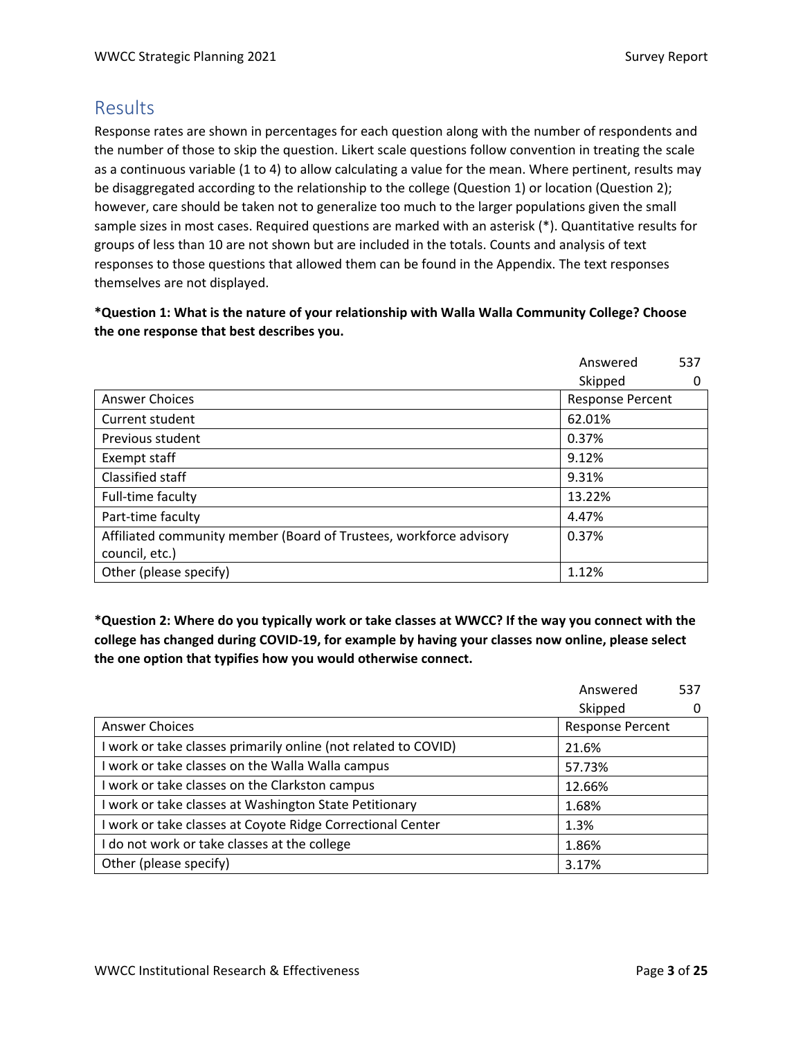## Results

Response rates are shown in percentages for each question along with the number of respondents and the number of those to skip the question. Likert scale questions follow convention in treating the scale as a continuous variable (1 to 4) to allow calculating a value for the mean. Where pertinent, results may be disaggregated according to the relationship to the college (Question 1) or location (Question 2); however, care should be taken not to generalize too much to the larger populations given the small sample sizes in most cases. Required questions are marked with an asterisk (*). Quantitative results for groups of less than 10 are not shown but are included in the totals. Counts and analysis of text responses to those questions that allowed them can be found in the Appendix. The text responses themselves are not displayed.

**\*Question 1: What is the nature of your relationship with Walla Walla Community College? Choose the one response that best describes you.**

Answered 537
Skipped 0

| Answer Choices | Response Percent |
|---|---|
| Current student | 62.01% |
| Previous student | 0.37% |
| Exempt staff | 9.12% |
| Classified staff | 9.31% |
| Full-time faculty | 13.22% |
| Part-time faculty | 4.47% |
| Affiliated community member (Board of Trustees, workforce advisory council, etc.) | 0.37% |
| Other (please specify) | 1.12% |

**\*Question 2: Where do you typically work or take classes at WWCC? If the way you connect with the college has changed during COVID-19, for example by having your classes now online, please select the one option that typifies how you would otherwise connect.**

Answered 537
Skipped 0

| Answer Choices | Response Percent |
|---|---|
| I work or take classes primarily online (not related to COVID) | 21.6% |
| I work or take classes on the Walla Walla campus | 57.73% |
| I work or take classes on the Clarkston campus | 12.66% |
| I work or take classes at Washington State Petitionary | 1.68% |
| I work or take classes at Coyote Ridge Correctional Center | 1.3% |
| I do not work or take classes at the college | 1.86% |
| Other (please specify) | 3.17% |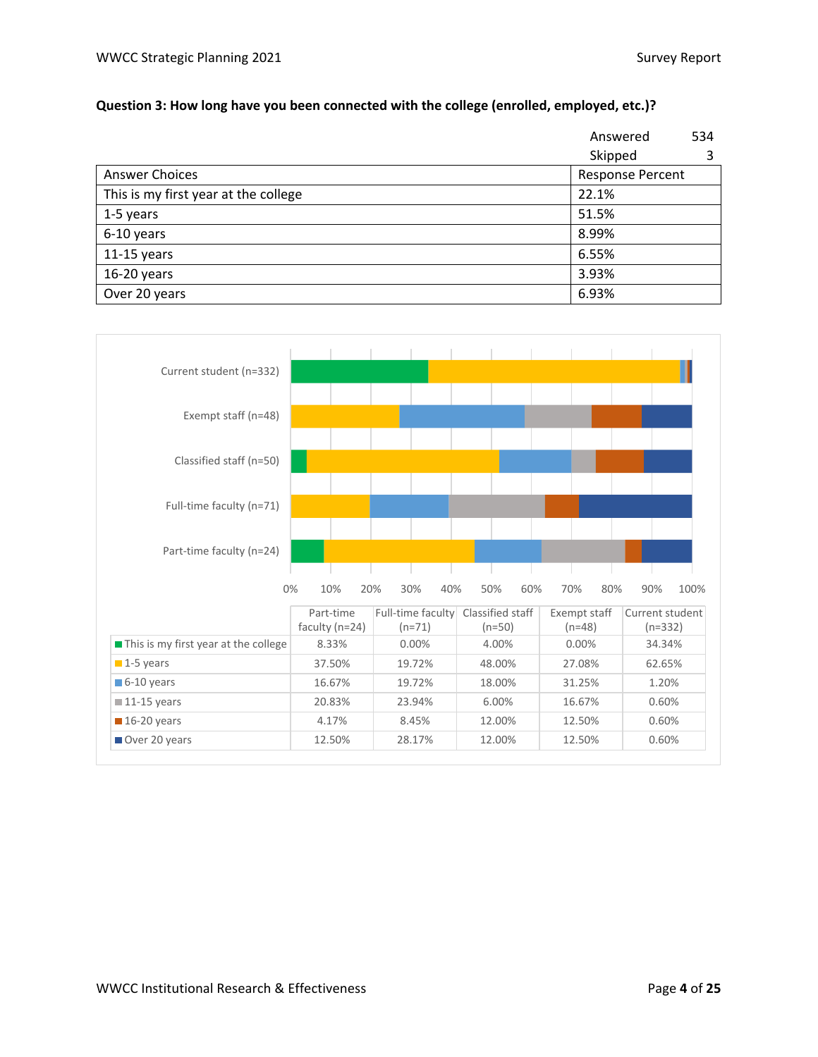**Question 3: How long have you been connected with the college (enrolled, employed, etc.)?**

| | |
|---|---|
| Answered | 534 |
| Skipped | 3 |

| Answer Choices | Response Percent |
|---|---|
| This is my first year at the college | 22.1% |
| 1-5 years | 51.5% |
| 6-10 years | 8.99% |
| 11-15 years | 6.55% |
| 16-20 years | 3.93% |
| Over 20 years | 6.93% |

Current student (n=332)
Exempt staff (n=48)
Classified staff (n=50)
Full-time faculty (n=71)
Part-time faculty (n=24)

0% 10% 20% 30% 40% 50% 60% 70% 80% 90% 100%

| | Part-time faculty (n=24) | Full-time faculty (n=71) | Classified staff (n=50) | Exempt staff (n=48) | Current student (n=332) |
|---|---|---|---|---|---|
| This is my first year at the college | 8.33% | 0.00% | 4.00% | 0.00% | 34.34% |
| 1-5 years | 37.50% | 19.72% | 48.00% | 27.08% | 62.65% |
| 6-10 years | 16.67% | 19.72% | 18.00% | 31.25% | 1.20% |
| 11-15 years | 20.83% | 23.94% | 6.00% | 16.67% | 0.60% |
| 16-20 years | 4.17% | 8.45% | 12.00% | 12.50% | 0.60% |
| Over 20 years | 12.50% | 28.17% | 12.00% | 12.50% | 0.60% |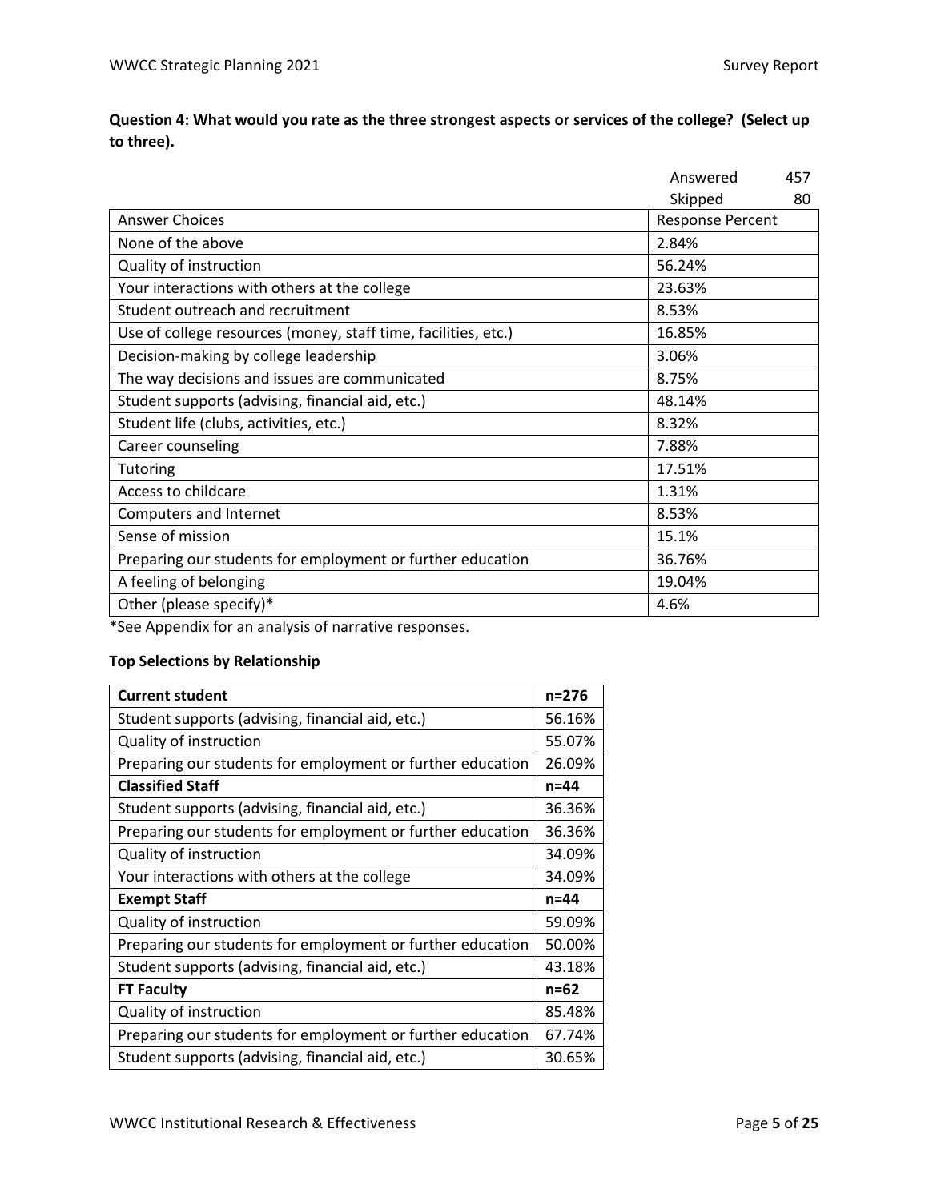**Question 4: What would you rate as the three strongest aspects or services of the college? (Select up to three).**

| | |
|---|---|
| Answered | 457 |
| Skipped | 80 |

| Answer Choices | Response Percent |
|---|---|
| None of the above | 2.84% |
| Quality of instruction | 56.24% |
| Your interactions with others at the college | 23.63% |
| Student outreach and recruitment | 8.53% |
| Use of college resources (money, staff time, facilities, etc.) | 16.85% |
| Decision-making by college leadership | 3.06% |
| The way decisions and issues are communicated | 8.75% |
| Student supports (advising, financial aid, etc.) | 48.14% |
| Student life (clubs, activities, etc.) | 8.32% |
| Career counseling | 7.88% |
| Tutoring | 17.51% |
| Access to childcare | 1.31% |
| Computers and Internet | 8.53% |
| Sense of mission | 15.1% |
| Preparing our students for employment or further education | 36.76% |
| A feeling of belonging | 19.04% |
| Other (please specify)* | 4.6% |

*See Appendix for an analysis of narrative responses.

**Top Selections by Relationship**

| **Current student** | **n=276** |
|---|---|
| Student supports (advising, financial aid, etc.) | 56.16% |
| Quality of instruction | 55.07% |
| Preparing our students for employment or further education | 26.09% |
| **Classified Staff** | **n=44** |
| Student supports (advising, financial aid, etc.) | 36.36% |
| Preparing our students for employment or further education | 36.36% |
| Quality of instruction | 34.09% |
| Your interactions with others at the college | 34.09% |
| **Exempt Staff** | **n=44** |
| Quality of instruction | 59.09% |
| Preparing our students for employment or further education | 50.00% |
| Student supports (advising, financial aid, etc.) | 43.18% |
| **FT Faculty** | **n=62** |
| Quality of instruction | 85.48% |
| Preparing our students for employment or further education | 67.74% |
| Student supports (advising, financial aid, etc.) | 30.65% |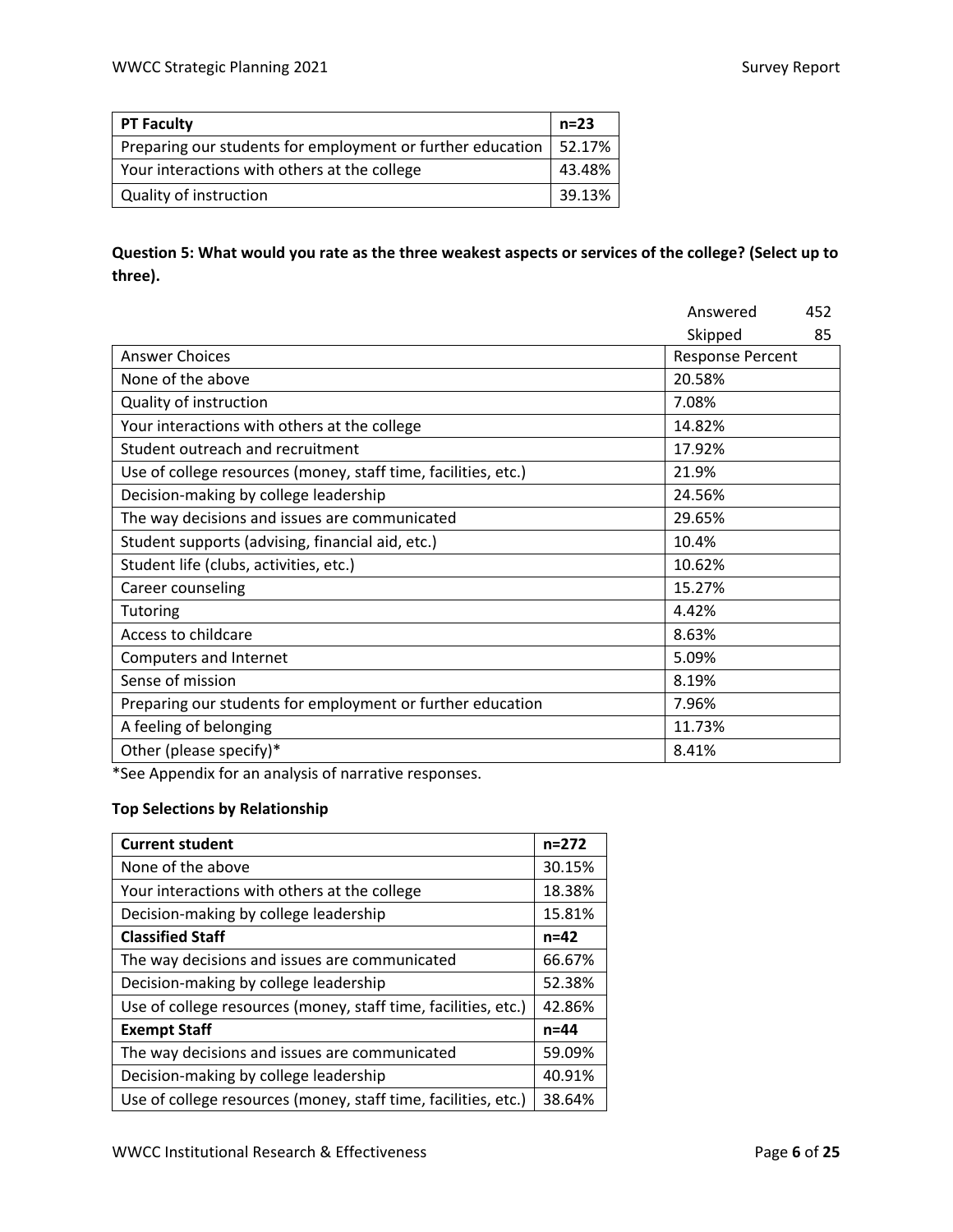| PT Faculty | n=23 |
| --- | --- |
| Preparing our students for employment or further education | 52.17% |
| Your interactions with others at the college | 43.48% |
| Quality of instruction | 39.13% |

**Question 5: What would you rate as the three weakest aspects or services of the college? (Select up to three).**

| | |
| --- | --- |
| Answered | 452 |
| Skipped | 85 |

| Answer Choices | Response Percent |
| --- | --- |
| None of the above | 20.58% |
| Quality of instruction | 7.08% |
| Your interactions with others at the college | 14.82% |
| Student outreach and recruitment | 17.92% |
| Use of college resources (money, staff time, facilities, etc.) | 21.9% |
| Decision-making by college leadership | 24.56% |
| The way decisions and issues are communicated | 29.65% |
| Student supports (advising, financial aid, etc.) | 10.4% |
| Student life (clubs, activities, etc.) | 10.62% |
| Career counseling | 15.27% |
| Tutoring | 4.42% |
| Access to childcare | 8.63% |
| Computers and Internet | 5.09% |
| Sense of mission | 8.19% |
| Preparing our students for employment or further education | 7.96% |
| A feeling of belonging | 11.73% |
| Other (please specify)* | 8.41% |

*See Appendix for an analysis of narrative responses.

**Top Selections by Relationship**

| **Current student** | **n=272** |
| --- | --- |
| None of the above | 30.15% |
| Your interactions with others at the college | 18.38% |
| Decision-making by college leadership | 15.81% |
| **Classified Staff** | **n=42** |
| The way decisions and issues are communicated | 66.67% |
| Decision-making by college leadership | 52.38% |
| Use of college resources (money, staff time, facilities, etc.) | 42.86% |
| **Exempt Staff** | **n=44** |
| The way decisions and issues are communicated | 59.09% |
| Decision-making by college leadership | 40.91% |
| Use of college resources (money, staff time, facilities, etc.) | 38.64% |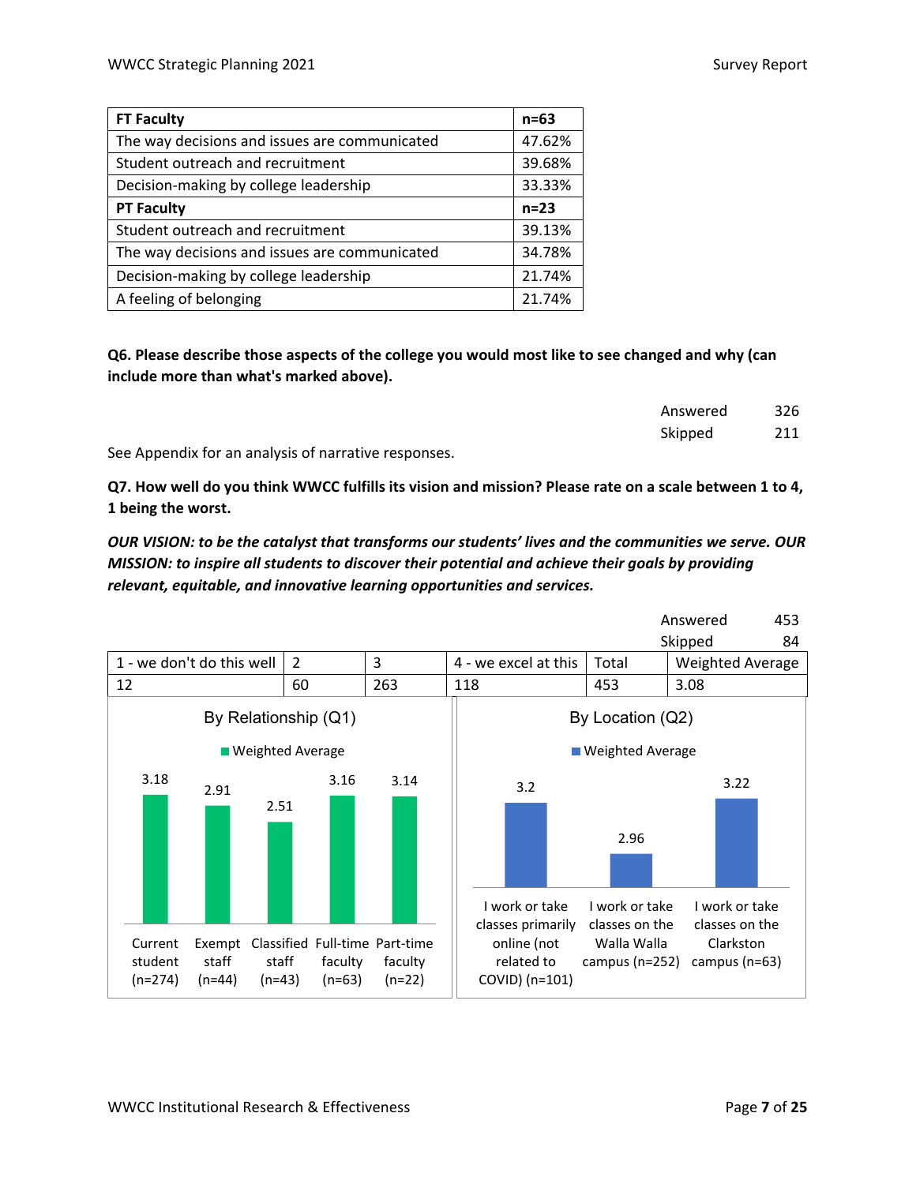| FT Faculty | n=63 |
|---|---|
| The way decisions and issues are communicated | 47.62% |
| Student outreach and recruitment | 39.68% |
| Decision-making by college leadership | 33.33% |
| **PT Faculty** | **n=23** |
| Student outreach and recruitment | 39.13% |
| The way decisions and issues are communicated | 34.78% |
| Decision-making by college leadership | 21.74% |
| A feeling of belonging | 21.74% |

**Q6. Please describe those aspects of the college you would most like to see changed and why (can include more than what's marked above).**

| | |
|---|---|
| Answered | 326 |
| Skipped | 211 |

See Appendix for an analysis of narrative responses.

**Q7. How well do you think WWCC fulfills its vision and mission? Please rate on a scale between 1 to 4, 1 being the worst.**

***OUR VISION: to be the catalyst that transforms our students' lives and the communities we serve. OUR MISSION: to inspire all students to discover their potential and achieve their goals by providing relevant, equitable, and innovative learning opportunities and services.***

| | |
|---|---|
| Answered | 453 |
| Skipped | 84 |

| 1 - we don't do this well | 2 | 3 | 4 - we excel at this | Total | Weighted Average |
|---|---|---|---|---|---|
| 12 | 60 | 263 | 118 | 453 | 3.08 |

By Relationship (Q1)

Weighted Average

3.18
2.91
2.51
3.16
3.14

Current student (n=274)
Exempt staff (n=44)
Classified staff (n=43)
Full-time faculty (n=63)
Part-time faculty (n=22)

By Location (Q2)

Weighted Average

3.2
2.96
3.22

I work or take classes primarily online (not related to COVID) (n=101)
I work or take classes on the Walla Walla campus (n=252)
I work or take classes on the Clarkston campus (n=63)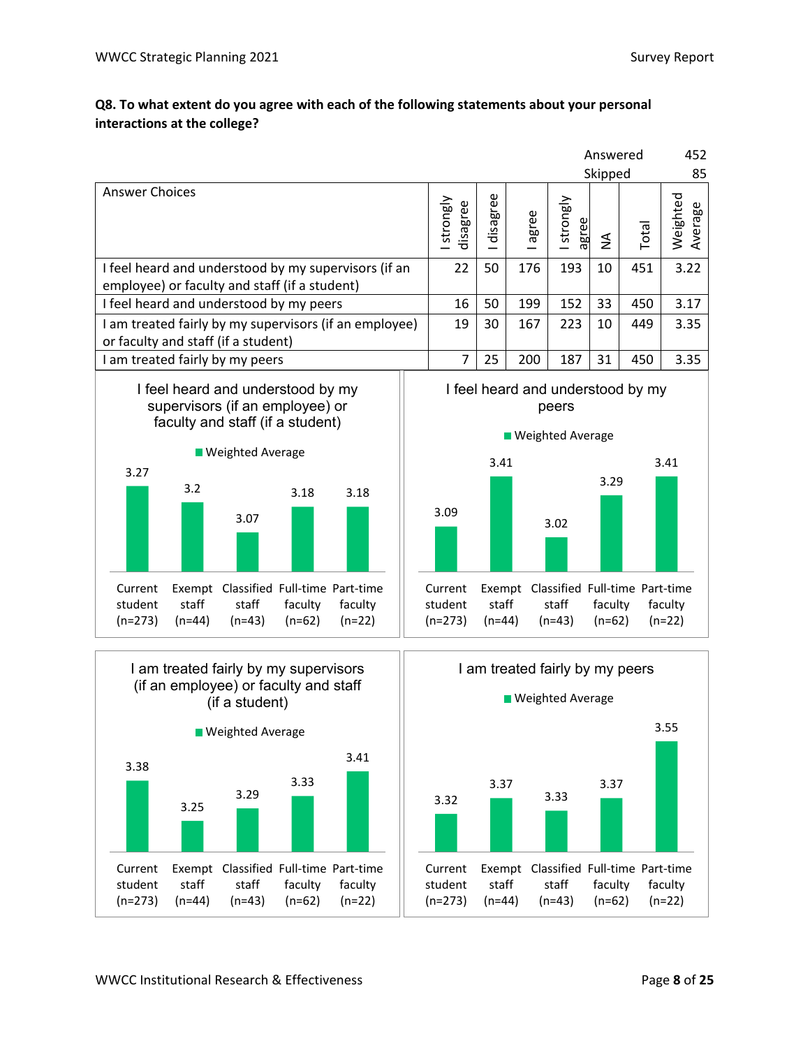**Q8. To what extent do you agree with each of the following statements about your personal interactions at the college?**

| | |
|---|---|
| Answered | 452 |
| Skipped | 85 |

| Answer Choices | I strongly disagree | I disagree | I agree | I strongly agree | NA | Total | Weighted Average |
|---|---|---|---|---|---|---|---|
| I feel heard and understood by my supervisors (if an employee) or faculty and staff (if a student) | 22 | 50 | 176 | 193 | 10 | 451 | 3.22 |
| I feel heard and understood by my peers | 16 | 50 | 199 | 152 | 33 | 450 | 3.17 |
| I am treated fairly by my supervisors (if an employee) or faculty and staff (if a student) | 19 | 30 | 167 | 223 | 10 | 449 | 3.35 |
| I am treated fairly by my peers | 7 | 25 | 200 | 187 | 31 | 450 | 3.35 |

I feel heard and understood by my supervisors (if an employee) or faculty and staff (if a student)

Weighted Average

3.27
3.2
3.07
3.18
3.18

Current student (n=273)
Exempt staff (n=44)
Classified staff (n=43)
Full-time faculty (n=62)
Part-time faculty (n=22)

I feel heard and understood by my peers

Weighted Average

3.09
3.41
3.02
3.29
3.41

Current student (n=273)
Exempt staff (n=44)
Classified staff (n=43)
Full-time faculty (n=62)
Part-time faculty (n=22)

I am treated fairly by my supervisors (if an employee) or faculty and staff (if a student)

Weighted Average

3.38
3.25
3.29
3.33
3.41

Current student (n=273)
Exempt staff (n=44)
Classified staff (n=43)
Full-time faculty (n=62)
Part-time faculty (n=22)

I am treated fairly by my peers

Weighted Average

3.32
3.37
3.33
3.37
3.55

Current student (n=273)
Exempt staff (n=44)
Classified staff (n=43)
Full-time faculty (n=62)
Part-time faculty (n=22)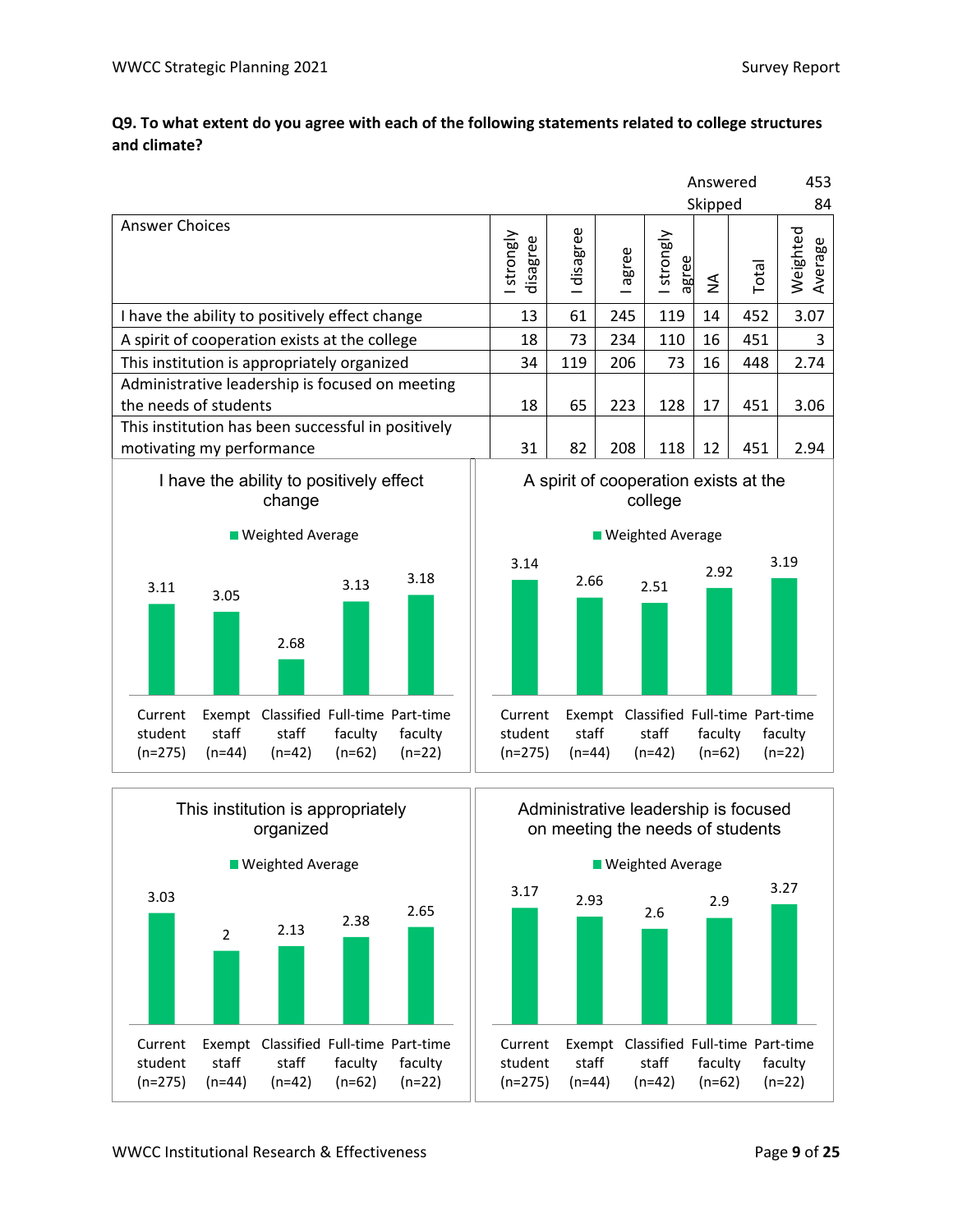**Q9. To what extent do you agree with each of the following statements related to college structures and climate?**

| | |
|---|---|
| Answered | 453 |
| Skipped | 84 |

| Answer Choices | I strongly disagree | I disagree | I agree | I strongly agree | NA | Total | Weighted Average |
|---|---|---|---|---|---|---|---|
| I have the ability to positively effect change | 13 | 61 | 245 | 119 | 14 | 452 | 3.07 |
| A spirit of cooperation exists at the college | 18 | 73 | 234 | 110 | 16 | 451 | 3 |
| This institution is appropriately organized | 34 | 119 | 206 | 73 | 16 | 448 | 2.74 |
| Administrative leadership is focused on meeting the needs of students | 18 | 65 | 223 | 128 | 17 | 451 | 3.06 |
| This institution has been successful in positively motivating my performance | 31 | 82 | 208 | 118 | 12 | 451 | 2.94 |

I have the ability to positively effect change

Weighted Average

3.11
3.05
2.68
3.13
3.18

Current student (n=275)
Exempt staff (n=44)
Classified staff (n=42)
Full-time faculty (n=62)
Part-time faculty (n=22)

A spirit of cooperation exists at the college

Weighted Average

3.14
2.66
2.51
2.92
3.19

Current student (n=275)
Exempt staff (n=44)
Classified staff (n=42)
Full-time faculty (n=62)
Part-time faculty (n=22)

This institution is appropriately organized

Weighted Average

3.03
2
2.13
2.38
2.65

Current student (n=275)
Exempt staff (n=44)
Classified staff (n=42)
Full-time faculty (n=62)
Part-time faculty (n=22)

Administrative leadership is focused on meeting the needs of students

Weighted Average

3.17
2.93
2.6
2.9
3.27

Current student (n=275)
Exempt staff (n=44)
Classified staff (n=42)
Full-time faculty (n=62)
Part-time faculty (n=22)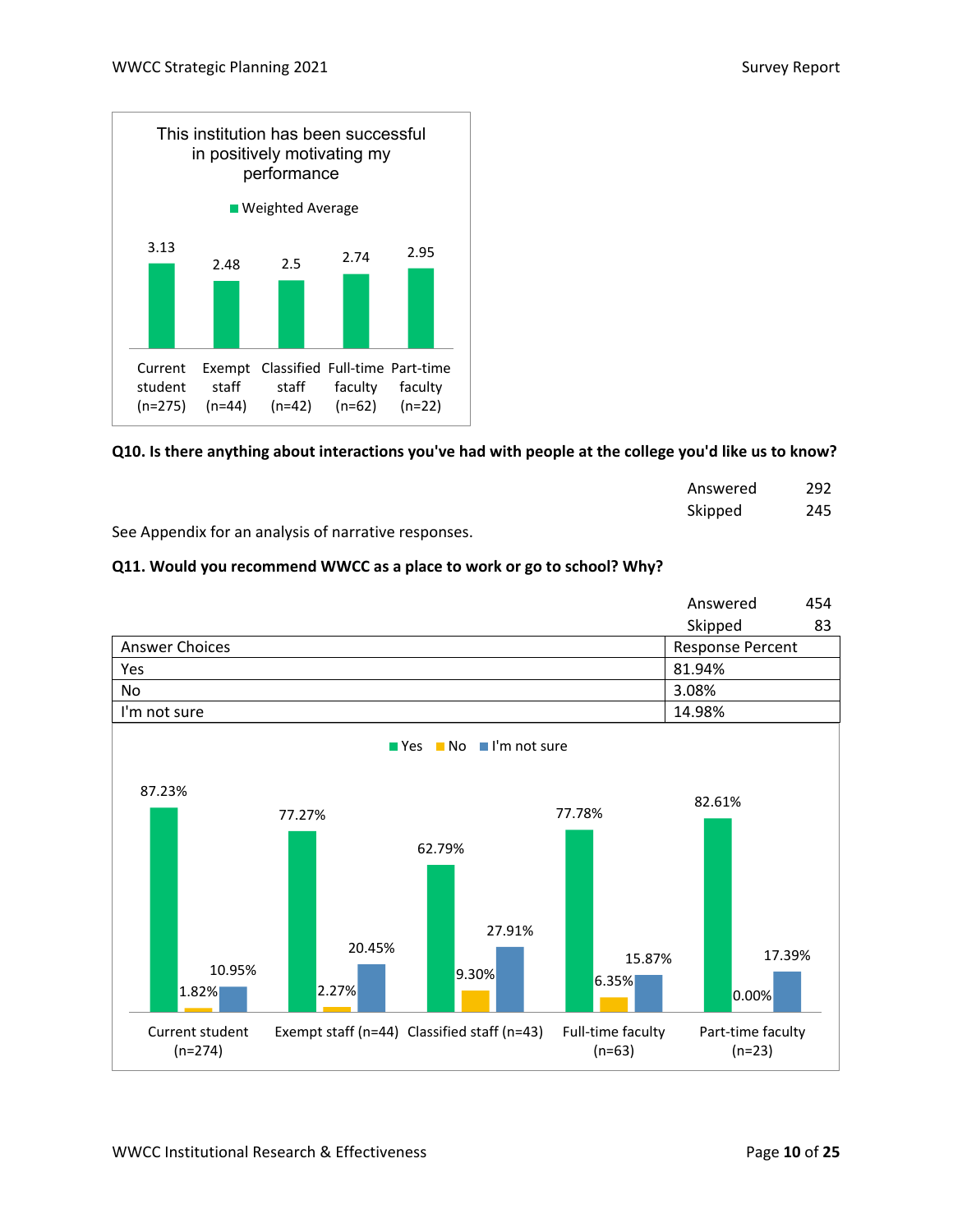This institution has been successful in positively motivating my performance

Weighted Average

3.13
2.48
2.5
2.74
2.95

Current student (n=275)
Exempt staff (n=44)
Classified staff (n=42)
Full-time faculty (n=62)
Part-time faculty (n=22)

**Q10. Is there anything about interactions you've had with people at the college you'd like us to know?**

| | |
|---|---|
| Answered | 292 |
| Skipped | 245 |

See Appendix for an analysis of narrative responses.

**Q11. Would you recommend WWCC as a place to work or go to school? Why?**

| | |
|---|---|
| Answered | 454 |
| Skipped | 83 |

| Answer Choices | Response Percent |
|---|---|
| Yes | 81.94% |
| No | 3.08% |
| I'm not sure | 14.98% |

Yes No I'm not sure

87.23%
1.82%
10.95%
77.27%
2.27%
20.45%
62.79%
9.30%
27.91%
77.78%
6.35%
15.87%
82.61%
0.00%
17.39%

Current student (n=274)
Exempt staff (n=44)
Classified staff (n=43)
Full-time faculty (n=63)
Part-time faculty (n=23)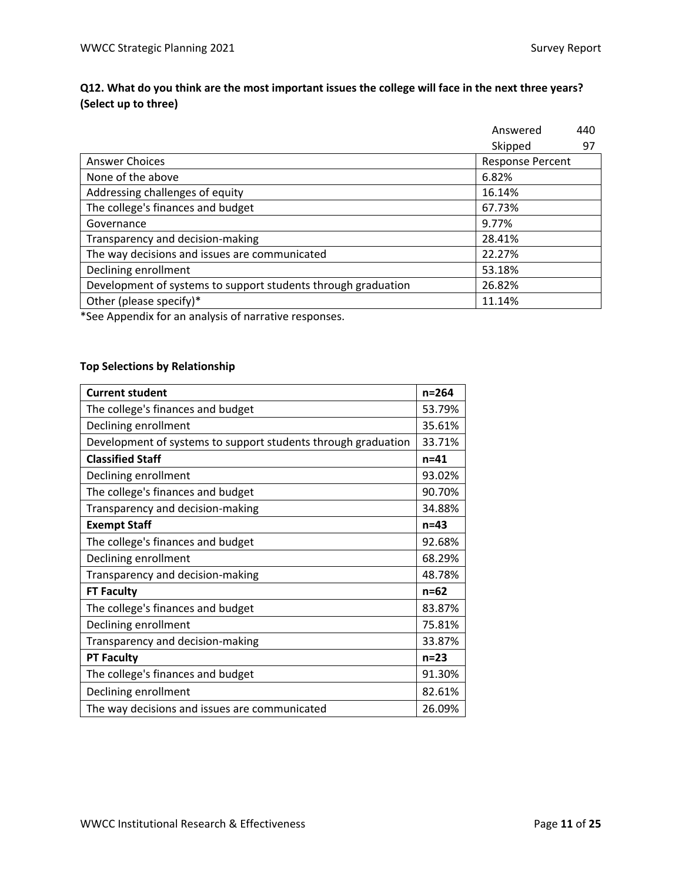**Q12. What do you think are the most important issues the college will face in the next three years? (Select up to three)**

| | |
|---|---|
| Answered | 440 |
| Skipped | 97 |

| Answer Choices | Response Percent |
|---|---|
| None of the above | 6.82% |
| Addressing challenges of equity | 16.14% |
| The college's finances and budget | 67.73% |
| Governance | 9.77% |
| Transparency and decision-making | 28.41% |
| The way decisions and issues are communicated | 22.27% |
| Declining enrollment | 53.18% |
| Development of systems to support students through graduation | 26.82% |
| Other (please specify)* | 11.14% |

*See Appendix for an analysis of narrative responses.

**Top Selections by Relationship**

| **Current student** | **n=264** |
|---|---|
| The college's finances and budget | 53.79% |
| Declining enrollment | 35.61% |
| Development of systems to support students through graduation | 33.71% |
| **Classified Staff** | **n=41** |
| Declining enrollment | 93.02% |
| The college's finances and budget | 90.70% |
| Transparency and decision-making | 34.88% |
| **Exempt Staff** | **n=43** |
| The college's finances and budget | 92.68% |
| Declining enrollment | 68.29% |
| Transparency and decision-making | 48.78% |
| **FT Faculty** | **n=62** |
| The college's finances and budget | 83.87% |
| Declining enrollment | 75.81% |
| Transparency and decision-making | 33.87% |
| **PT Faculty** | **n=23** |
| The college's finances and budget | 91.30% |
| Declining enrollment | 82.61% |
| The way decisions and issues are communicated | 26.09% |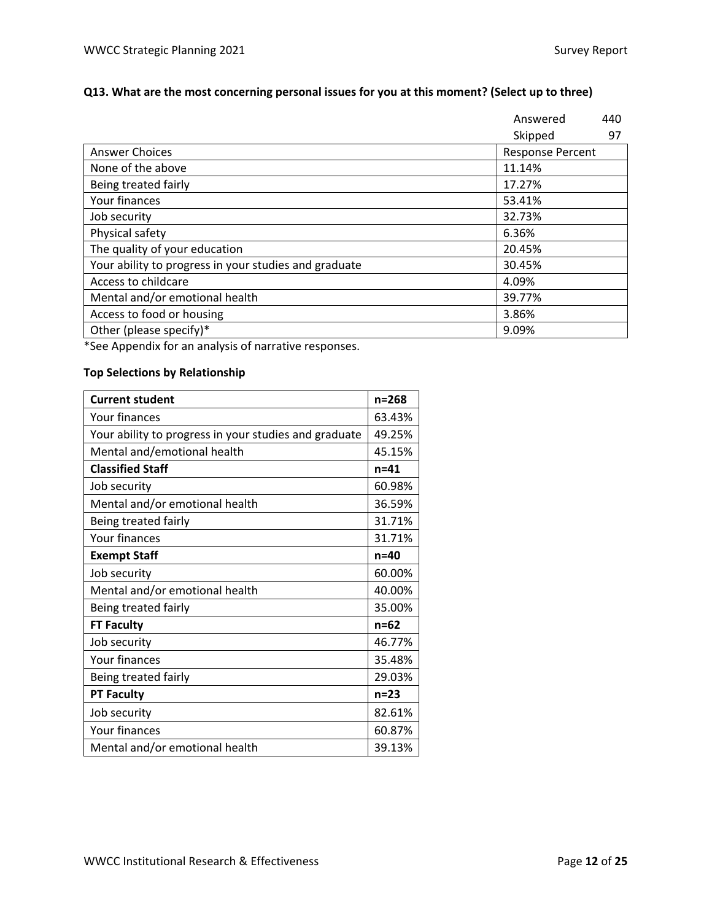**Q13. What are the most concerning personal issues for you at this moment? (Select up to three)**

| | |
|---|---|
| Answered | 440 |
| Skipped | 97 |

| Answer Choices | Response Percent |
|---|---|
| None of the above | 11.14% |
| Being treated fairly | 17.27% |
| Your finances | 53.41% |
| Job security | 32.73% |
| Physical safety | 6.36% |
| The quality of your education | 20.45% |
| Your ability to progress in your studies and graduate | 30.45% |
| Access to childcare | 4.09% |
| Mental and/or emotional health | 39.77% |
| Access to food or housing | 3.86% |
| Other (please specify)* | 9.09% |

*See Appendix for an analysis of narrative responses.

**Top Selections by Relationship**

| **Current student** | **n=268** |
|---|---|
| Your finances | 63.43% |
| Your ability to progress in your studies and graduate | 49.25% |
| Mental and/emotional health | 45.15% |
| **Classified Staff** | **n=41** |
| Job security | 60.98% |
| Mental and/or emotional health | 36.59% |
| Being treated fairly | 31.71% |
| Your finances | 31.71% |
| **Exempt Staff** | **n=40** |
| Job security | 60.00% |
| Mental and/or emotional health | 40.00% |
| Being treated fairly | 35.00% |
| **FT Faculty** | **n=62** |
| Job security | 46.77% |
| Your finances | 35.48% |
| Being treated fairly | 29.03% |
| **PT Faculty** | **n=23** |
| Job security | 82.61% |
| Your finances | 60.87% |
| Mental and/or emotional health | 39.13% |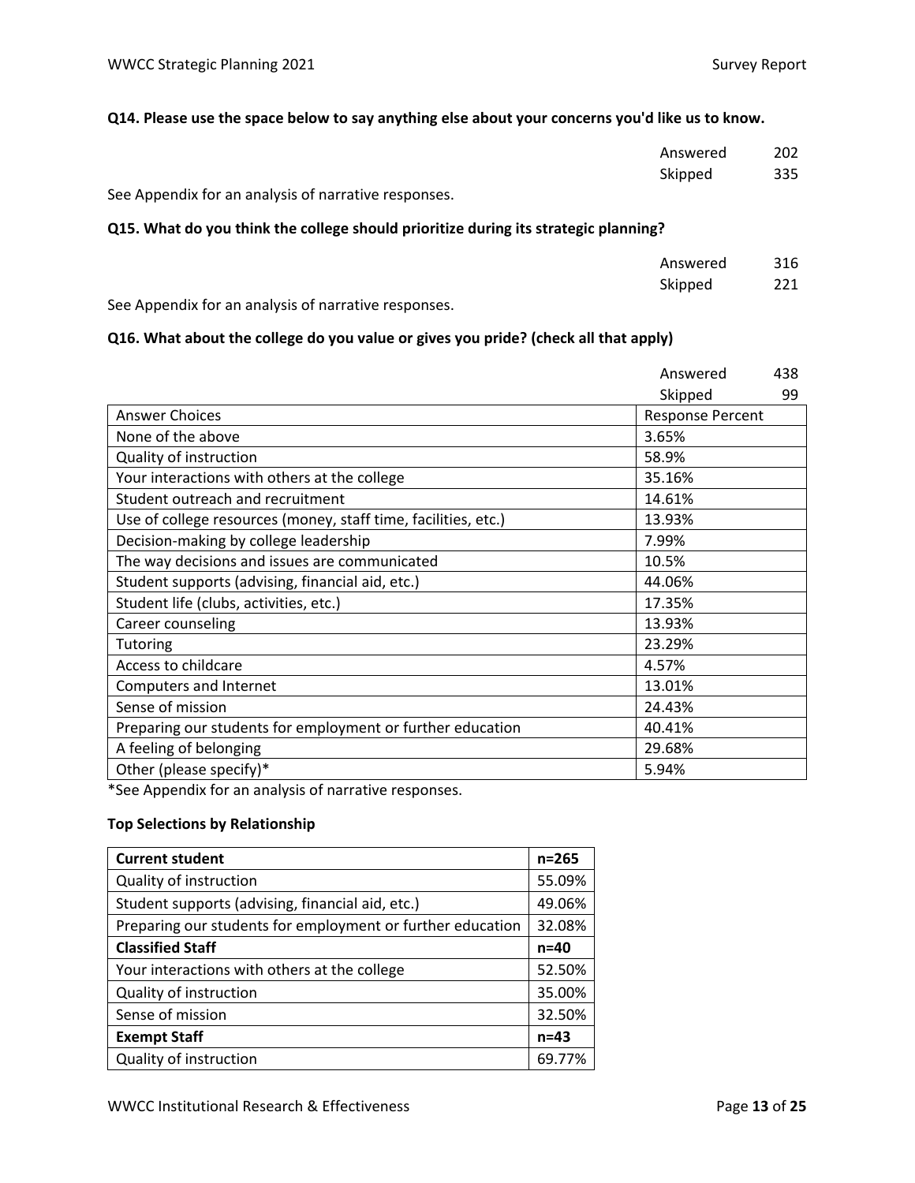**Q14. Please use the space below to say anything else about your concerns you'd like us to know.**

| | |
|---|---|
| Answered | 202 |
| Skipped | 335 |

See Appendix for an analysis of narrative responses.

**Q15. What do you think the college should prioritize during its strategic planning?**

| | |
|---|---|
| Answered | 316 |
| Skipped | 221 |

See Appendix for an analysis of narrative responses.

**Q16. What about the college do you value or gives you pride? (check all that apply)**

| | |
|---|---|
| Answered | 438 |
| Skipped | 99 |

| Answer Choices | Response Percent |
|---|---|
| None of the above | 3.65% |
| Quality of instruction | 58.9% |
| Your interactions with others at the college | 35.16% |
| Student outreach and recruitment | 14.61% |
| Use of college resources (money, staff time, facilities, etc.) | 13.93% |
| Decision-making by college leadership | 7.99% |
| The way decisions and issues are communicated | 10.5% |
| Student supports (advising, financial aid, etc.) | 44.06% |
| Student life (clubs, activities, etc.) | 17.35% |
| Career counseling | 13.93% |
| Tutoring | 23.29% |
| Access to childcare | 4.57% |
| Computers and Internet | 13.01% |
| Sense of mission | 24.43% |
| Preparing our students for employment or further education | 40.41% |
| A feeling of belonging | 29.68% |
| Other (please specify)* | 5.94% |

*See Appendix for an analysis of narrative responses.

**Top Selections by Relationship**

| **Current student** | **n=265** |
|---|---|
| Quality of instruction | 55.09% |
| Student supports (advising, financial aid, etc.) | 49.06% |
| Preparing our students for employment or further education | 32.08% |
| **Classified Staff** | **n=40** |
| Your interactions with others at the college | 52.50% |
| Quality of instruction | 35.00% |
| Sense of mission | 32.50% |
| **Exempt Staff** | **n=43** |
| Quality of instruction | 69.77% |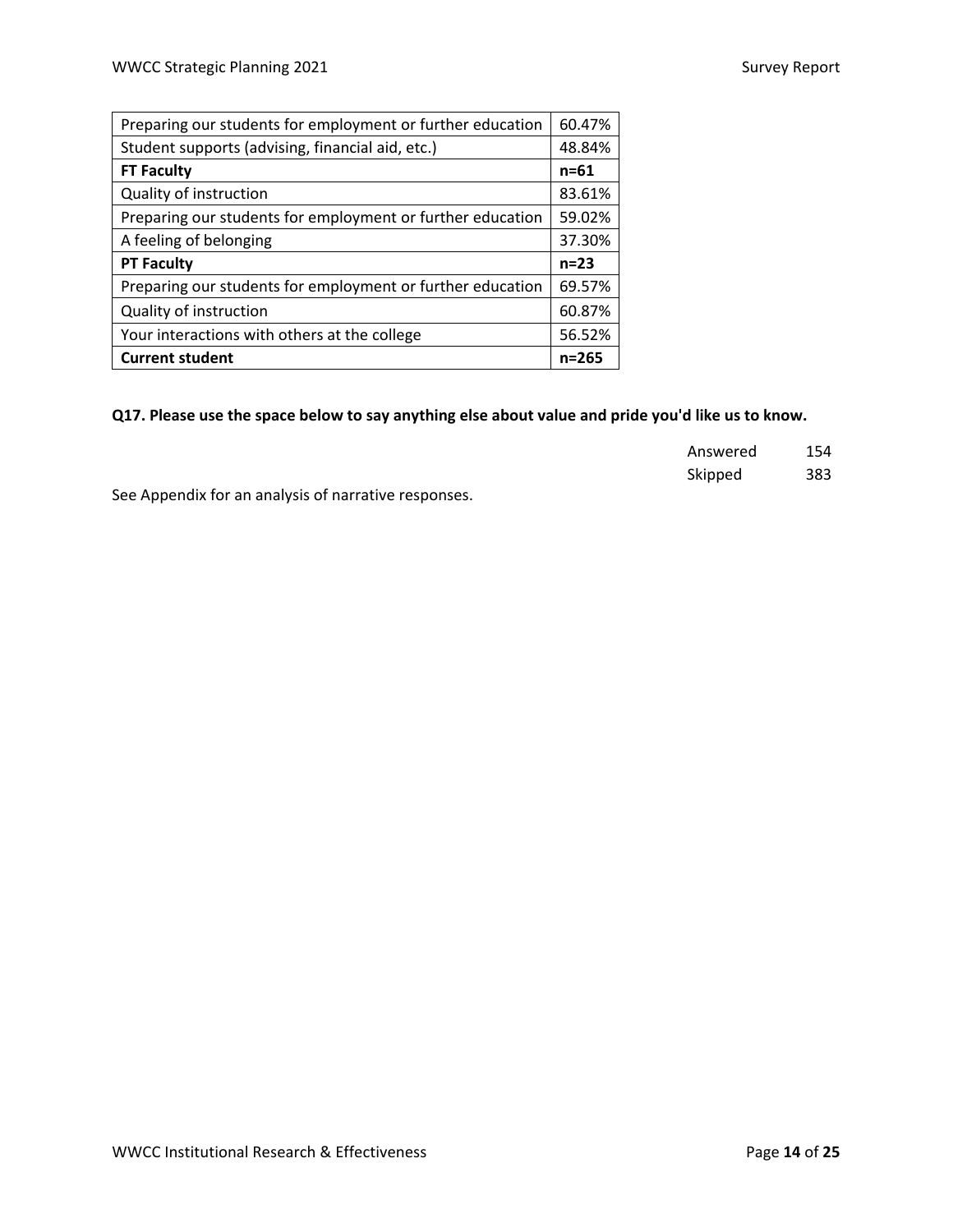| | |
|---|---|
| Preparing our students for employment or further education | 60.47% |
| Student supports (advising, financial aid, etc.) | 48.84% |
| **FT Faculty** | **n=61** |
| Quality of instruction | 83.61% |
| Preparing our students for employment or further education | 59.02% |
| A feeling of belonging | 37.30% |
| **PT Faculty** | **n=23** |
| Preparing our students for employment or further education | 69.57% |
| Quality of instruction | 60.87% |
| Your interactions with others at the college | 56.52% |
| **Current student** | **n=265** |

**Q17. Please use the space below to say anything else about value and pride you'd like us to know.**

| | |
|---|---|
| Answered | 154 |
| Skipped | 383 |

See Appendix for an analysis of narrative responses.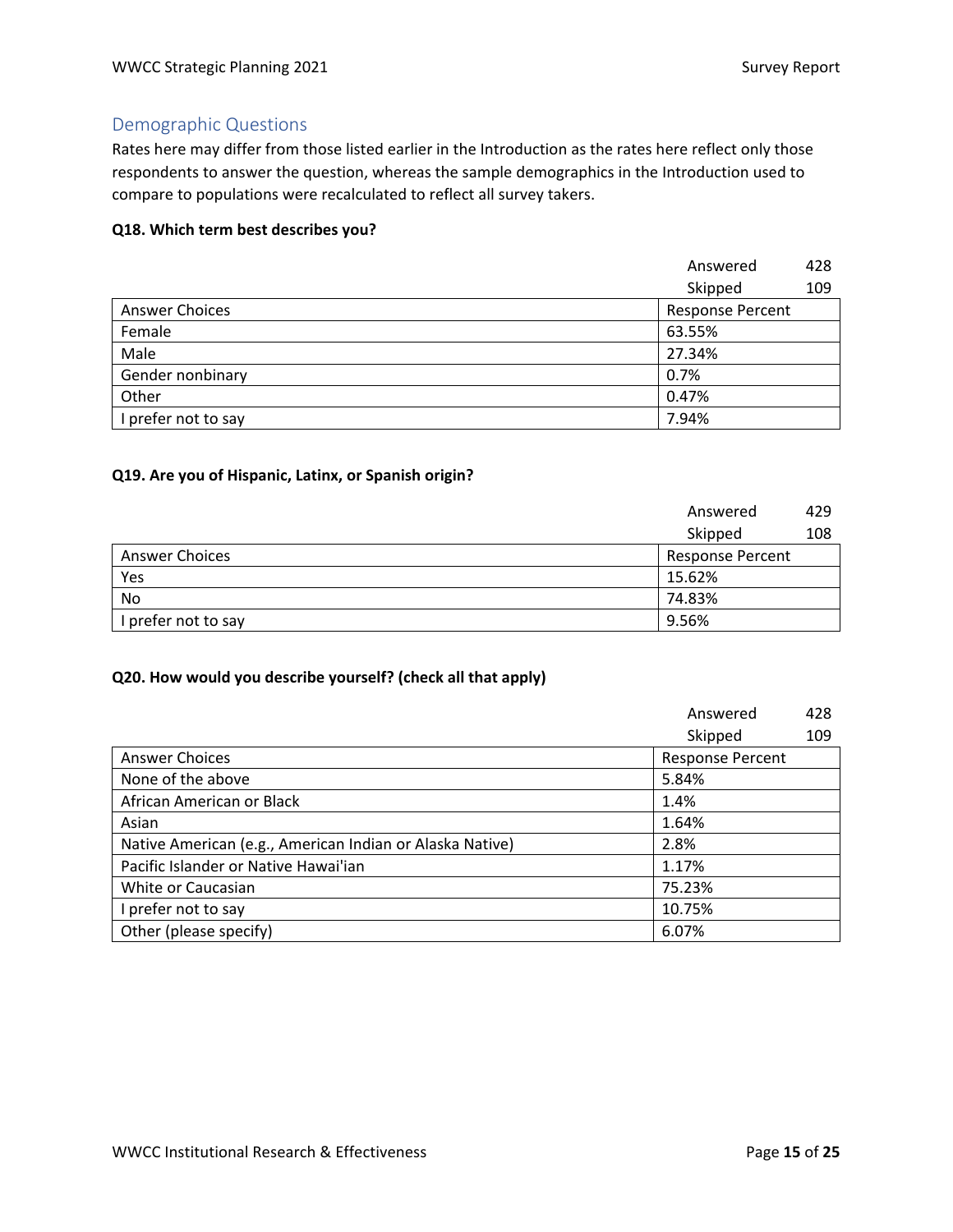## Demographic Questions

Rates here may differ from those listed earlier in the Introduction as the rates here reflect only those respondents to answer the question, whereas the sample demographics in the Introduction used to compare to populations were recalculated to reflect all survey takers.

**Q18. Which term best describes you?**

| | Answered | 428 |
|---|---|---|
| | Skipped | 109 |

| Answer Choices | Response Percent |
|---|---|
| Female | 63.55% |
| Male | 27.34% |
| Gender nonbinary | 0.7% |
| Other | 0.47% |
| I prefer not to say | 7.94% |

**Q19. Are you of Hispanic, Latinx, or Spanish origin?**

| | Answered | 429 |
|---|---|---|
| | Skipped | 108 |

| Answer Choices | Response Percent |
|---|---|
| Yes | 15.62% |
| No | 74.83% |
| I prefer not to say | 9.56% |

**Q20. How would you describe yourself? (check all that apply)**

| | Answered | 428 |
|---|---|---|
| | Skipped | 109 |

| Answer Choices | Response Percent |
|---|---|
| None of the above | 5.84% |
| African American or Black | 1.4% |
| Asian | 1.64% |
| Native American (e.g., American Indian or Alaska Native) | 2.8% |
| Pacific Islander or Native Hawai'ian | 1.17% |
| White or Caucasian | 75.23% |
| I prefer not to say | 10.75% |
| Other (please specify) | 6.07% |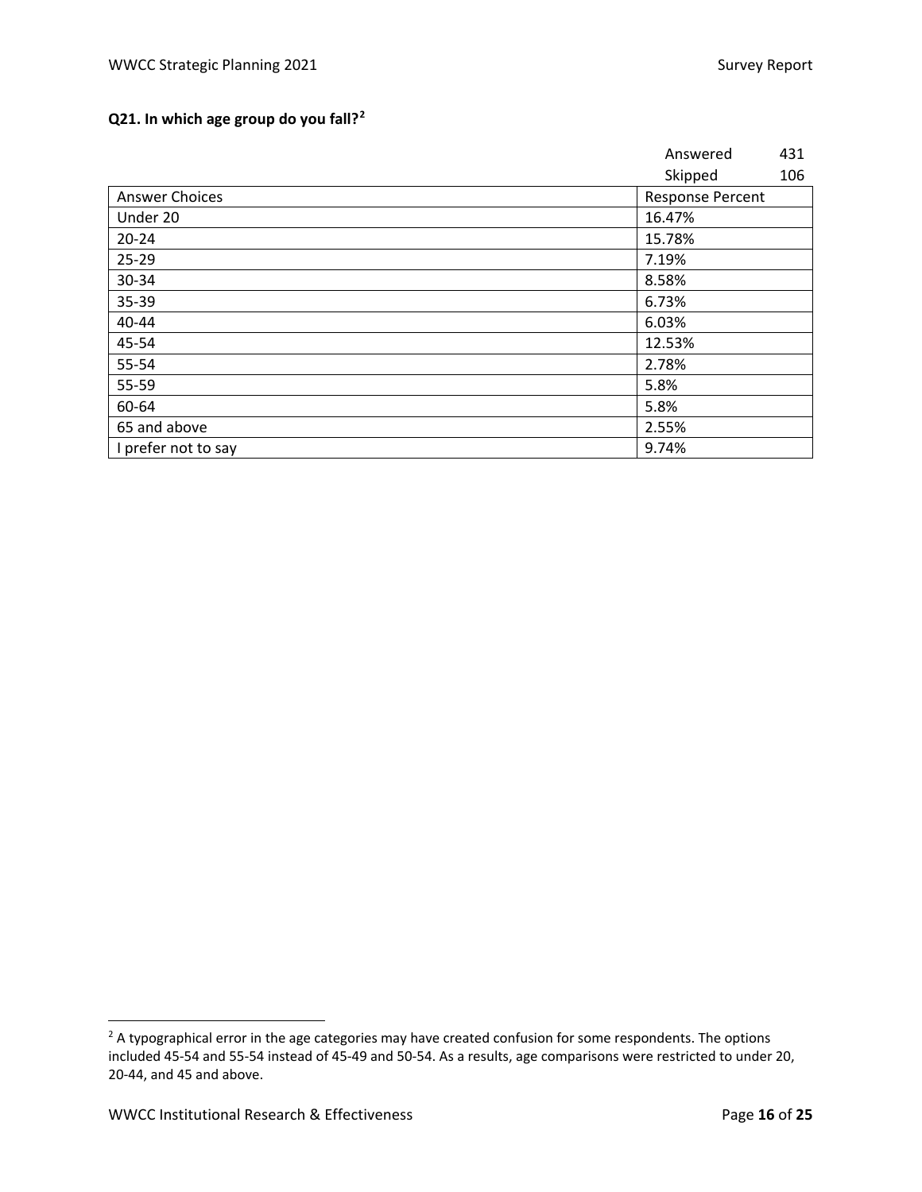### Q21. In which age group do you fall?[2]

| | |
|---|---|
| Answered | 431 |
| Skipped | 106 |

| Answer Choices | Response Percent |
|---|---|
| Under 20 | 16.47% |
| 20-24 | 15.78% |
| 25-29 | 7.19% |
| 30-34 | 8.58% |
| 35-39 | 6.73% |
| 40-44 | 6.03% |
| 45-54 | 12.53% |
| 55-54 | 2.78% |
| 55-59 | 5.8% |
| 60-64 | 5.8% |
| 65 and above | 2.55% |
| I prefer not to say | 9.74% |

[2] A typographical error in the age categories may have created confusion for some respondents. The options included 45-54 and 55-54 instead of 45-49 and 50-54. As a results, age comparisons were restricted to under 20, 20-44, and 45 and above.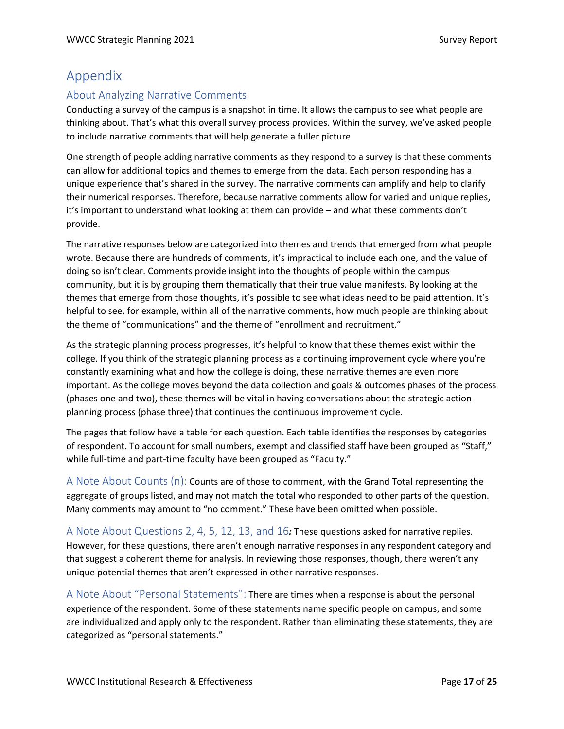# Appendix

## About Analyzing Narrative Comments

Conducting a survey of the campus is a snapshot in time. It allows the campus to see what people are thinking about. That's what this overall survey process provides. Within the survey, we've asked people to include narrative comments that will help generate a fuller picture.

One strength of people adding narrative comments as they respond to a survey is that these comments can allow for additional topics and themes to emerge from the data. Each person responding has a unique experience that's shared in the survey. The narrative comments can amplify and help to clarify their numerical responses. Therefore, because narrative comments allow for varied and unique replies, it's important to understand what looking at them can provide – and what these comments don't provide.

The narrative responses below are categorized into themes and trends that emerged from what people wrote. Because there are hundreds of comments, it's impractical to include each one, and the value of doing so isn't clear. Comments provide insight into the thoughts of people within the campus community, but it is by grouping them thematically that their true value manifests. By looking at the themes that emerge from those thoughts, it's possible to see what ideas need to be paid attention. It's helpful to see, for example, within all of the narrative comments, how much people are thinking about the theme of "communications" and the theme of "enrollment and recruitment."

As the strategic planning process progresses, it's helpful to know that these themes exist within the college. If you think of the strategic planning process as a continuing improvement cycle where you're constantly examining what and how the college is doing, these narrative themes are even more important. As the college moves beyond the data collection and goals & outcomes phases of the process (phases one and two), these themes will be vital in having conversations about the strategic action planning process (phase three) that continues the continuous improvement cycle.

The pages that follow have a table for each question. Each table identifies the responses by categories of respondent. To account for small numbers, exempt and classified staff have been grouped as "Staff," while full-time and part-time faculty have been grouped as "Faculty."

A Note About Counts (n): Counts are of those to comment, with the Grand Total representing the aggregate of groups listed, and may not match the total who responded to other parts of the question. Many comments may amount to "no comment." These have been omitted when possible.

A Note About Questions 2, 4, 5, 12, 13, and 16***:*** These questions asked for narrative replies. However, for these questions, there aren't enough narrative responses in any respondent category and that suggest a coherent theme for analysis. In reviewing those responses, though, there weren't any unique potential themes that aren't expressed in other narrative responses.

A Note About "Personal Statements": There are times when a response is about the personal experience of the respondent. Some of these statements name specific people on campus, and some are individualized and apply only to the respondent. Rather than eliminating these statements, they are categorized as "personal statements."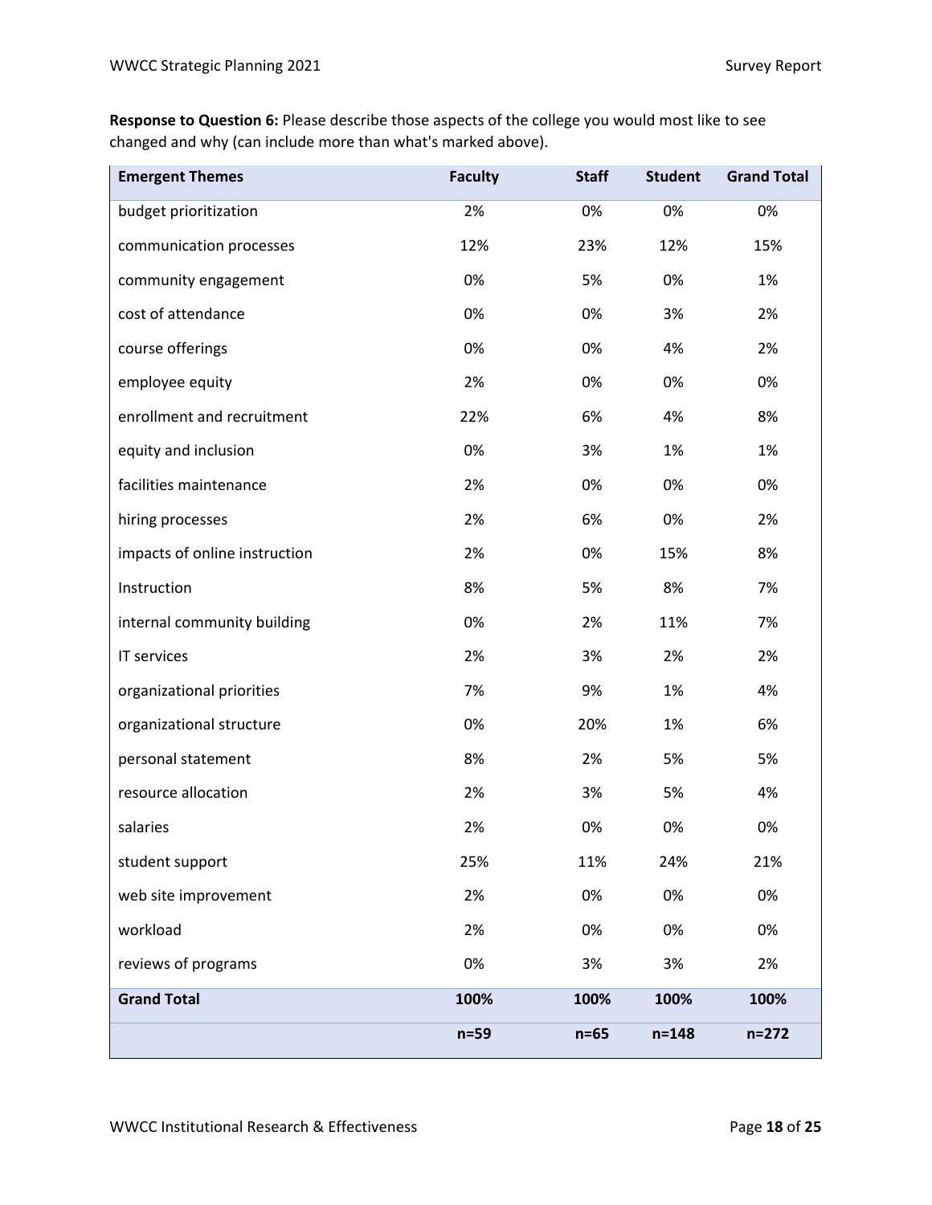**Response to Question 6:** Please describe those aspects of the college you would most like to see changed and why (can include more than what's marked above).

| Emergent Themes | Faculty | Staff | Student | Grand Total |
|---|---|---|---|---|
| budget prioritization | 2% | 0% | 0% | 0% |
| communication processes | 12% | 23% | 12% | 15% |
| community engagement | 0% | 5% | 0% | 1% |
| cost of attendance | 0% | 0% | 3% | 2% |
| course offerings | 0% | 0% | 4% | 2% |
| employee equity | 2% | 0% | 0% | 0% |
| enrollment and recruitment | 22% | 6% | 4% | 8% |
| equity and inclusion | 0% | 3% | 1% | 1% |
| facilities maintenance | 2% | 0% | 0% | 0% |
| hiring processes | 2% | 6% | 0% | 2% |
| impacts of online instruction | 2% | 0% | 15% | 8% |
| Instruction | 8% | 5% | 8% | 7% |
| internal community building | 0% | 2% | 11% | 7% |
| IT services | 2% | 3% | 2% | 2% |
| organizational priorities | 7% | 9% | 1% | 4% |
| organizational structure | 0% | 20% | 1% | 6% |
| personal statement | 8% | 2% | 5% | 5% |
| resource allocation | 2% | 3% | 5% | 4% |
| salaries | 2% | 0% | 0% | 0% |
| student support | 25% | 11% | 24% | 21% |
| web site improvement | 2% | 0% | 0% | 0% |
| workload | 2% | 0% | 0% | 0% |
| reviews of programs | 0% | 3% | 3% | 2% |
| **Grand Total** | **100%** | **100%** | **100%** | **100%** |
| | **n=59** | **n=65** | **n=148** | **n=272** |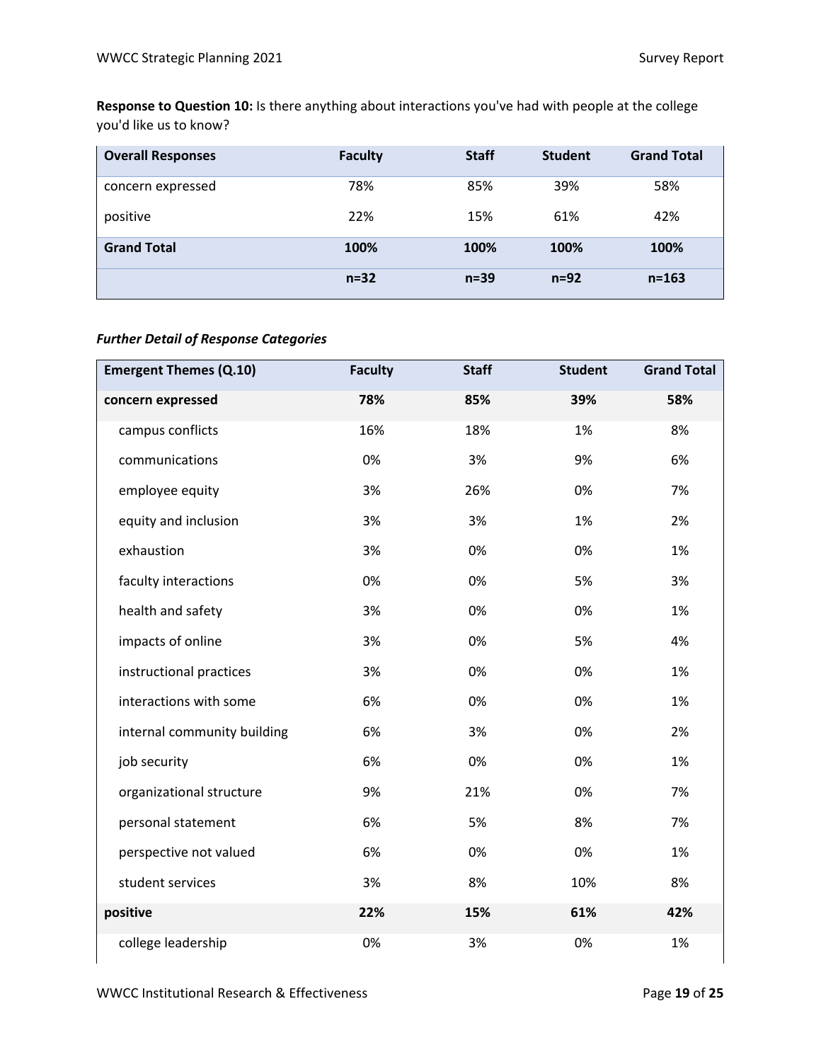**Response to Question 10:** Is there anything about interactions you've had with people at the college you'd like us to know?

| Overall Responses | Faculty | Staff | Student | Grand Total |
|---|---|---|---|---|
| concern expressed | 78% | 85% | 39% | 58% |
| positive | 22% | 15% | 61% | 42% |
| **Grand Total** | **100%** | **100%** | **100%** | **100%** |
| | **n=32** | **n=39** | **n=92** | **n=163** |

***Further Detail of Response Categories***

| Emergent Themes (Q.10) | Faculty | Staff | Student | Grand Total |
|---|---|---|---|---|
| **concern expressed** | **78%** | **85%** | **39%** | **58%** |
| campus conflicts | 16% | 18% | 1% | 8% |
| communications | 0% | 3% | 9% | 6% |
| employee equity | 3% | 26% | 0% | 7% |
| equity and inclusion | 3% | 3% | 1% | 2% |
| exhaustion | 3% | 0% | 0% | 1% |
| faculty interactions | 0% | 0% | 5% | 3% |
| health and safety | 3% | 0% | 0% | 1% |
| impacts of online | 3% | 0% | 5% | 4% |
| instructional practices | 3% | 0% | 0% | 1% |
| interactions with some | 6% | 0% | 0% | 1% |
| internal community building | 6% | 3% | 0% | 2% |
| job security | 6% | 0% | 0% | 1% |
| organizational structure | 9% | 21% | 0% | 7% |
| personal statement | 6% | 5% | 8% | 7% |
| perspective not valued | 6% | 0% | 0% | 1% |
| student services | 3% | 8% | 10% | 8% |
| **positive** | **22%** | **15%** | **61%** | **42%** |
| college leadership | 0% | 3% | 0% | 1% |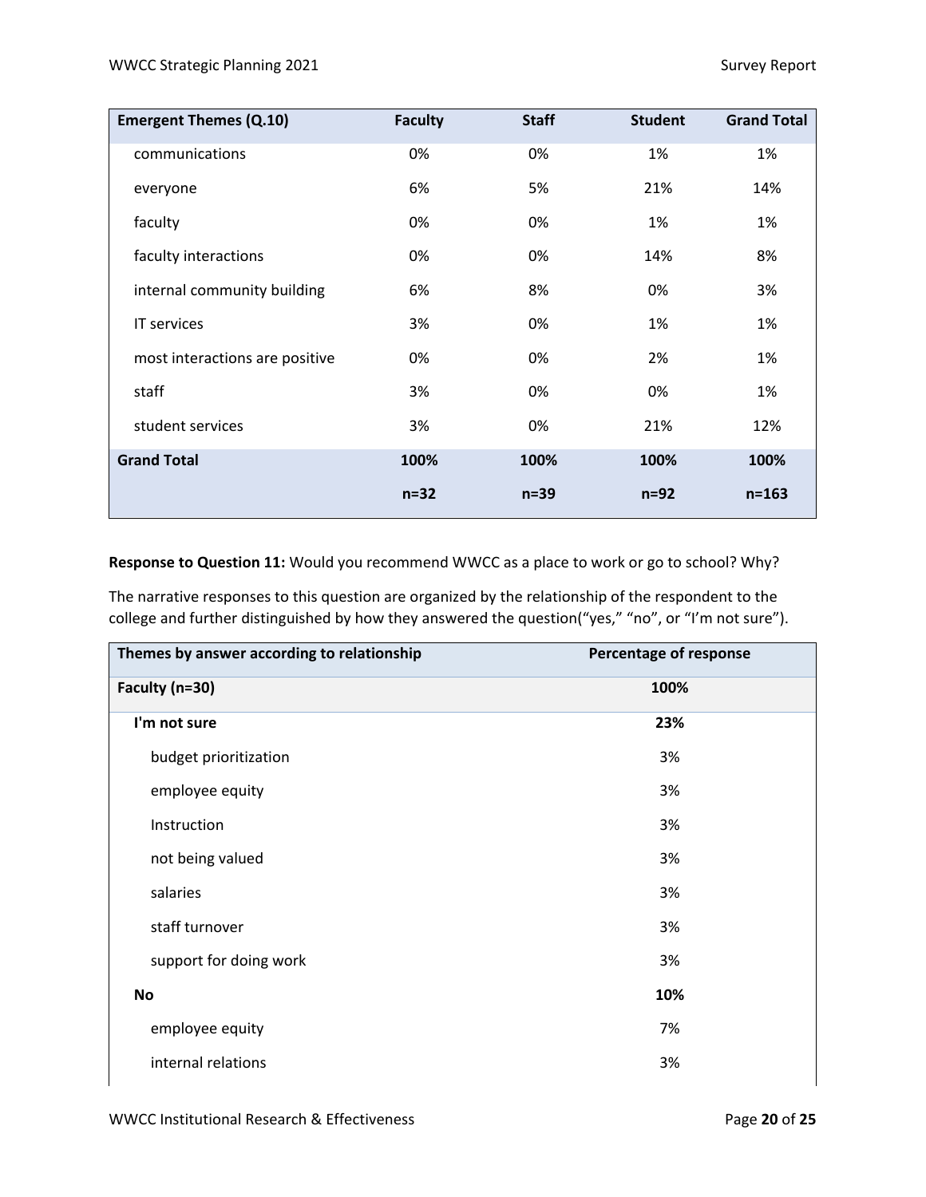| Emergent Themes (Q.10) | Faculty | Staff | Student | Grand Total |
|---|---|---|---|---|
| communications | 0% | 0% | 1% | 1% |
| everyone | 6% | 5% | 21% | 14% |
| faculty | 0% | 0% | 1% | 1% |
| faculty interactions | 0% | 0% | 14% | 8% |
| internal community building | 6% | 8% | 0% | 3% |
| IT services | 3% | 0% | 1% | 1% |
| most interactions are positive | 0% | 0% | 2% | 1% |
| staff | 3% | 0% | 0% | 1% |
| student services | 3% | 0% | 21% | 12% |
| **Grand Total** | **100%** | **100%** | **100%** | **100%** |
| | **n=32** | **n=39** | **n=92** | **n=163** |

**Response to Question 11:** Would you recommend WWCC as a place to work or go to school? Why?

The narrative responses to this question are organized by the relationship of the respondent to the college and further distinguished by how they answered the question("yes," "no", or "I'm not sure").

| Themes by answer according to relationship | Percentage of response |
|---|---|
| **Faculty (n=30)** | **100%** |
| **I'm not sure** | **23%** |
| budget prioritization | 3% |
| employee equity | 3% |
| Instruction | 3% |
| not being valued | 3% |
| salaries | 3% |
| staff turnover | 3% |
| support for doing work | 3% |
| **No** | **10%** |
| employee equity | 7% |
| internal relations | 3% |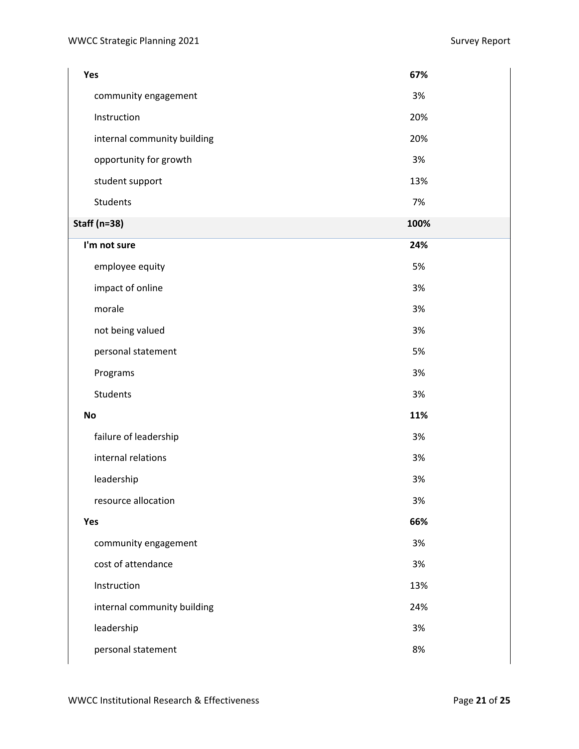| | |
|---|---|
| **Yes** | **67%** |
| community engagement | 3% |
| Instruction | 20% |
| internal community building | 20% |
| opportunity for growth | 3% |
| student support | 13% |
| Students | 7% |
| **Staff (n=38)** | **100%** |
| **I'm not sure** | **24%** |
| employee equity | 5% |
| impact of online | 3% |
| morale | 3% |
| not being valued | 3% |
| personal statement | 5% |
| Programs | 3% |
| Students | 3% |
| **No** | **11%** |
| failure of leadership | 3% |
| internal relations | 3% |
| leadership | 3% |
| resource allocation | 3% |
| **Yes** | **66%** |
| community engagement | 3% |
| cost of attendance | 3% |
| Instruction | 13% |
| internal community building | 24% |
| leadership | 3% |
| personal statement | 8% |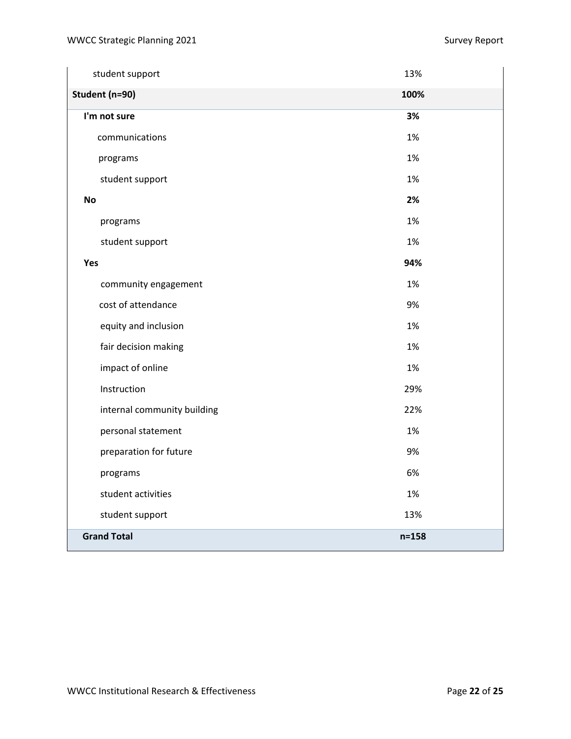| | |
|---|---|
| student support | 13% |
| **Student (n=90)** | **100%** |
| **I'm not sure** | **3%** |
| communications | 1% |
| programs | 1% |
| student support | 1% |
| **No** | **2%** |
| programs | 1% |
| student support | 1% |
| **Yes** | **94%** |
| community engagement | 1% |
| cost of attendance | 9% |
| equity and inclusion | 1% |
| fair decision making | 1% |
| impact of online | 1% |
| Instruction | 29% |
| internal community building | 22% |
| personal statement | 1% |
| preparation for future | 9% |
| programs | 6% |
| student activities | 1% |
| student support | 13% |
| **Grand Total** | **n=158** |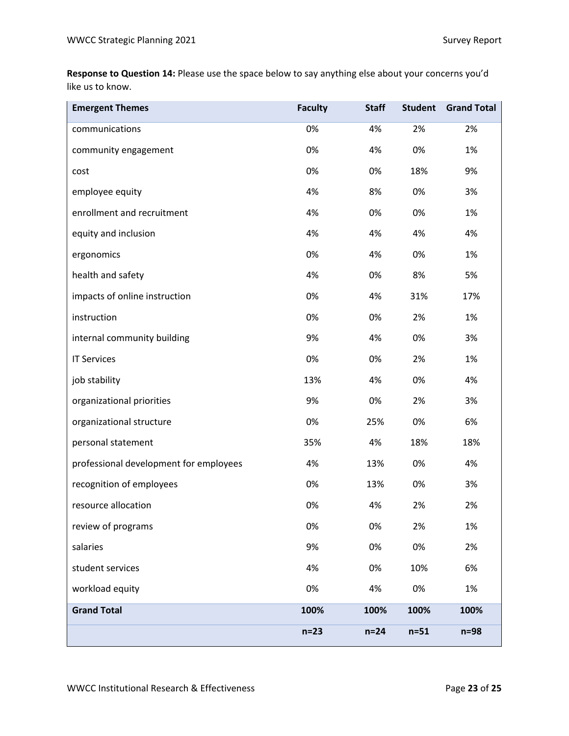**Response to Question 14:** Please use the space below to say anything else about your concerns you'd like us to know.

| Emergent Themes | Faculty | Staff | Student | Grand Total |
|---|---|---|---|---|
| communications | 0% | 4% | 2% | 2% |
| community engagement | 0% | 4% | 0% | 1% |
| cost | 0% | 0% | 18% | 9% |
| employee equity | 4% | 8% | 0% | 3% |
| enrollment and recruitment | 4% | 0% | 0% | 1% |
| equity and inclusion | 4% | 4% | 4% | 4% |
| ergonomics | 0% | 4% | 0% | 1% |
| health and safety | 4% | 0% | 8% | 5% |
| impacts of online instruction | 0% | 4% | 31% | 17% |
| instruction | 0% | 0% | 2% | 1% |
| internal community building | 9% | 4% | 0% | 3% |
| IT Services | 0% | 0% | 2% | 1% |
| job stability | 13% | 4% | 0% | 4% |
| organizational priorities | 9% | 0% | 2% | 3% |
| organizational structure | 0% | 25% | 0% | 6% |
| personal statement | 35% | 4% | 18% | 18% |
| professional development for employees | 4% | 13% | 0% | 4% |
| recognition of employees | 0% | 13% | 0% | 3% |
| resource allocation | 0% | 4% | 2% | 2% |
| review of programs | 0% | 0% | 2% | 1% |
| salaries | 9% | 0% | 0% | 2% |
| student services | 4% | 0% | 10% | 6% |
| workload equity | 0% | 4% | 0% | 1% |
| **Grand Total** | **100%** | **100%** | **100%** | **100%** |
| | **n=23** | **n=24** | **n=51** | **n=98** |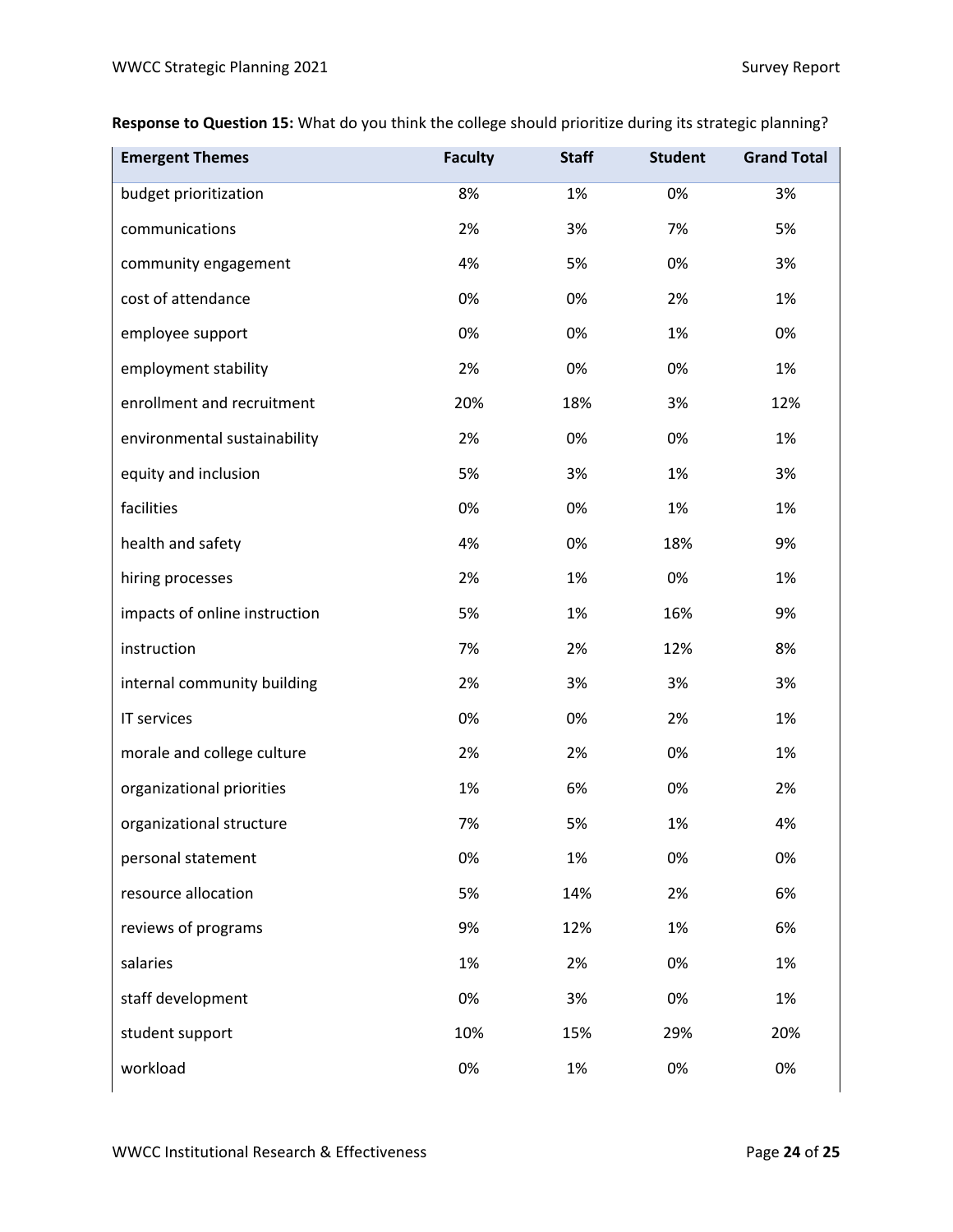**Response to Question 15:** What do you think the college should prioritize during its strategic planning?

| Emergent Themes | Faculty | Staff | Student | Grand Total |
|---|---|---|---|---|
| budget prioritization | 8% | 1% | 0% | 3% |
| communications | 2% | 3% | 7% | 5% |
| community engagement | 4% | 5% | 0% | 3% |
| cost of attendance | 0% | 0% | 2% | 1% |
| employee support | 0% | 0% | 1% | 0% |
| employment stability | 2% | 0% | 0% | 1% |
| enrollment and recruitment | 20% | 18% | 3% | 12% |
| environmental sustainability | 2% | 0% | 0% | 1% |
| equity and inclusion | 5% | 3% | 1% | 3% |
| facilities | 0% | 0% | 1% | 1% |
| health and safety | 4% | 0% | 18% | 9% |
| hiring processes | 2% | 1% | 0% | 1% |
| impacts of online instruction | 5% | 1% | 16% | 9% |
| instruction | 7% | 2% | 12% | 8% |
| internal community building | 2% | 3% | 3% | 3% |
| IT services | 0% | 0% | 2% | 1% |
| morale and college culture | 2% | 2% | 0% | 1% |
| organizational priorities | 1% | 6% | 0% | 2% |
| organizational structure | 7% | 5% | 1% | 4% |
| personal statement | 0% | 1% | 0% | 0% |
| resource allocation | 5% | 14% | 2% | 6% |
| reviews of programs | 9% | 12% | 1% | 6% |
| salaries | 1% | 2% | 0% | 1% |
| staff development | 0% | 3% | 0% | 1% |
| student support | 10% | 15% | 29% | 20% |
| workload | 0% | 1% | 0% | 0% |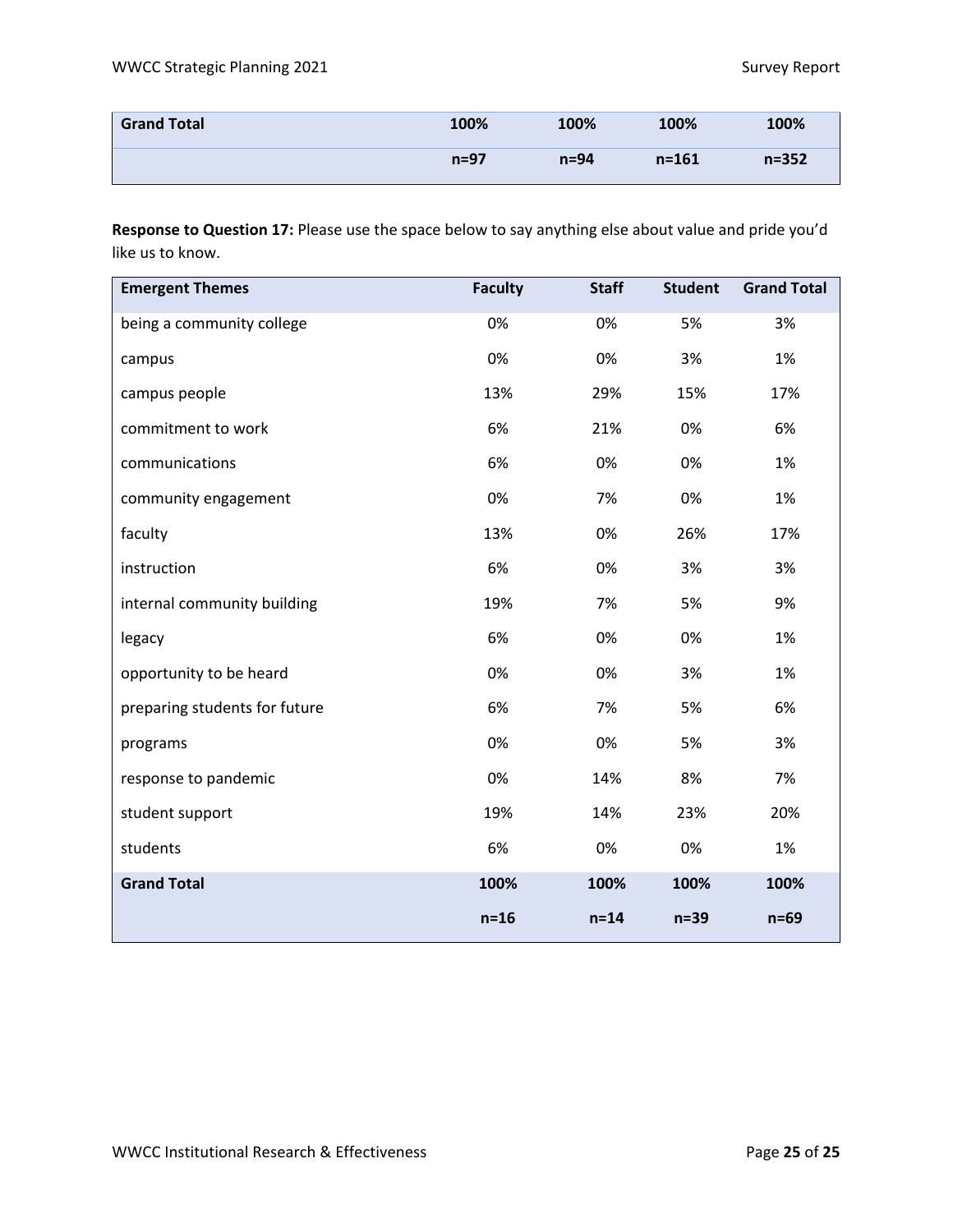| Grand Total | 100% | 100% | 100% | 100% |
| --- | --- | --- | --- | --- |
| | n=97 | n=94 | n=161 | n=352 |

**Response to Question 17:** Please use the space below to say anything else about value and pride you'd like us to know.

| Emergent Themes | Faculty | Staff | Student | Grand Total |
| --- | --- | --- | --- | --- |
| being a community college | 0% | 0% | 5% | 3% |
| campus | 0% | 0% | 3% | 1% |
| campus people | 13% | 29% | 15% | 17% |
| commitment to work | 6% | 21% | 0% | 6% |
| communications | 6% | 0% | 0% | 1% |
| community engagement | 0% | 7% | 0% | 1% |
| faculty | 13% | 0% | 26% | 17% |
| instruction | 6% | 0% | 3% | 3% |
| internal community building | 19% | 7% | 5% | 9% |
| legacy | 6% | 0% | 0% | 1% |
| opportunity to be heard | 0% | 0% | 3% | 1% |
| preparing students for future | 6% | 7% | 5% | 6% |
| programs | 0% | 0% | 5% | 3% |
| response to pandemic | 0% | 14% | 8% | 7% |
| student support | 19% | 14% | 23% | 20% |
| students | 6% | 0% | 0% | 1% |
| **Grand Total** | **100%** | **100%** | **100%** | **100%** |
| | **n=16** | **n=14** | **n=39** | **n=69** |